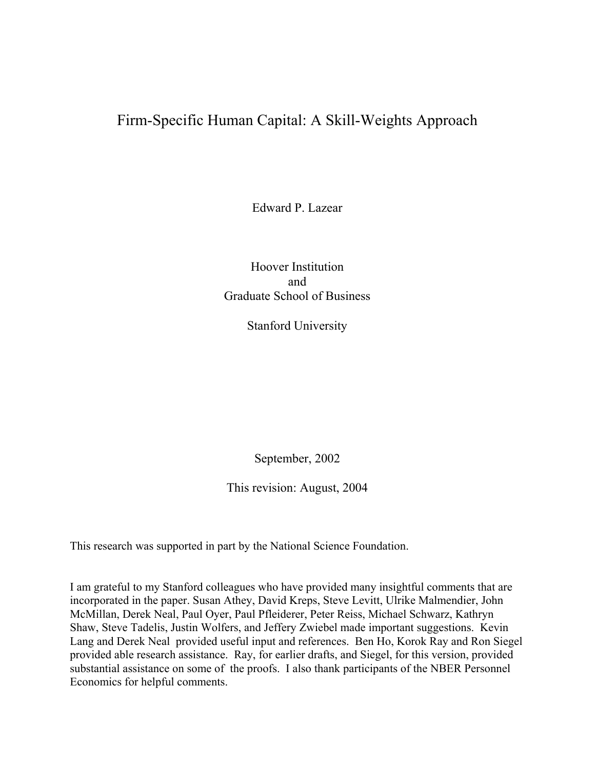# Firm-Specific Human Capital: A Skill-Weights Approach

Edward P. Lazear

Hoover Institution
and
Graduate School of Business

Stanford University

September, 2002

This revision: August, 2004

This research was supported in part by the National Science Foundation.

I am grateful to my Stanford colleagues who have provided many insightful comments that are incorporated in the paper. Susan Athey, David Kreps, Steve Levitt, Ulrike Malmendier, John McMillan, Derek Neal, Paul Oyer, Paul Pfleiderer, Peter Reiss, Michael Schwarz, Kathryn Shaw, Steve Tadelis, Justin Wolfers, and Jeffery Zwiebel made important suggestions. Kevin Lang and Derek Neal provided useful input and references. Ben Ho, Korok Ray and Ron Siegel provided able research assistance. Ray, for earlier drafts, and Siegel, for this version, provided substantial assistance on some of the proofs. I also thank participants of the NBER Personnel Economics for helpful comments.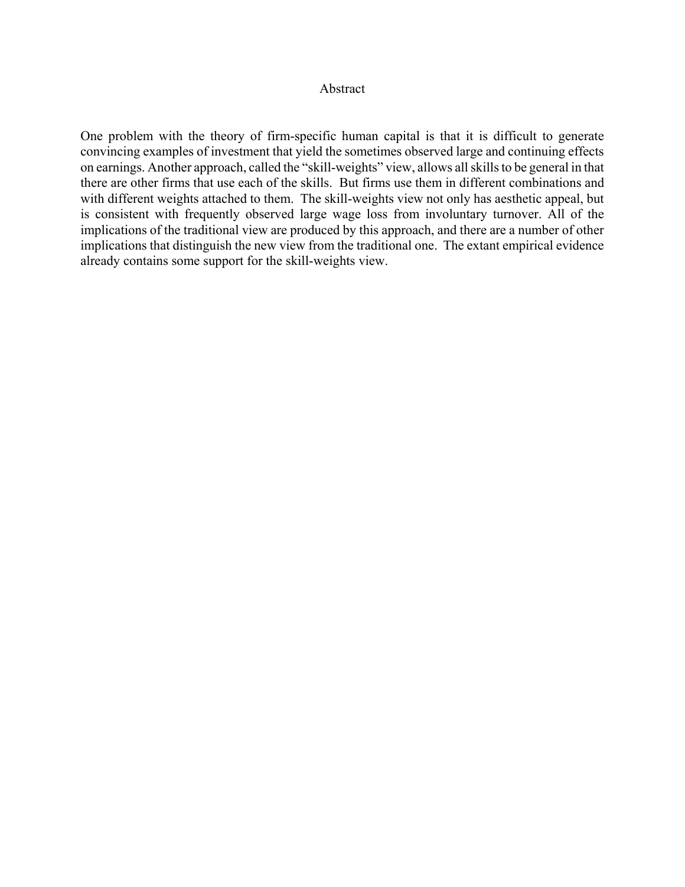## Abstract

One problem with the theory of firm-specific human capital is that it is difficult to generate convincing examples of investment that yield the sometimes observed large and continuing effects on earnings. Another approach, called the "skill-weights" view, allows all skills to be general in that there are other firms that use each of the skills. But firms use them in different combinations and with different weights attached to them. The skill-weights view not only has aesthetic appeal, but is consistent with frequently observed large wage loss from involuntary turnover. All of the implications of the traditional view are produced by this approach, and there are a number of other implications that distinguish the new view from the traditional one. The extant empirical evidence already contains some support for the skill-weights view.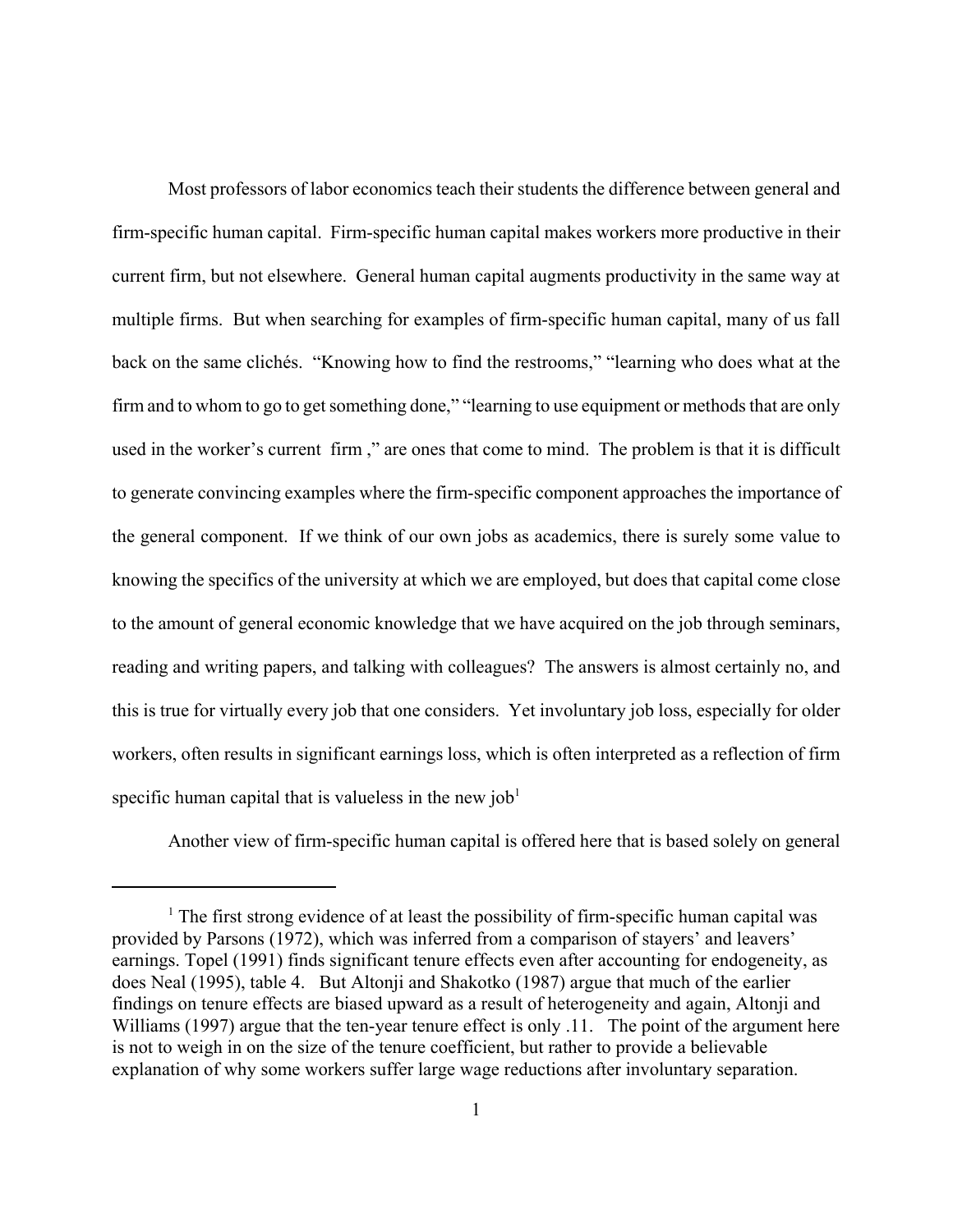Most professors of labor economics teach their students the difference between general and firm-specific human capital. Firm-specific human capital makes workers more productive in their current firm, but not elsewhere. General human capital augments productivity in the same way at multiple firms. But when searching for examples of firm-specific human capital, many of us fall back on the same clichés. "Knowing how to find the restrooms," "learning who does what at the firm and to whom to go to get something done," "learning to use equipment or methods that are only used in the worker's current firm ," are ones that come to mind. The problem is that it is difficult to generate convincing examples where the firm-specific component approaches the importance of the general component. If we think of our own jobs as academics, there is surely some value to knowing the specifics of the university at which we are employed, but does that capital come close to the amount of general economic knowledge that we have acquired on the job through seminars, reading and writing papers, and talking with colleagues? The answers is almost certainly no, and this is true for virtually every job that one considers. Yet involuntary job loss, especially for older workers, often results in significant earnings loss, which is often interpreted as a reflection of firm specific human capital that is valueless in the new job[1]

Another view of firm-specific human capital is offered here that is based solely on general

---

[1] The first strong evidence of at least the possibility of firm-specific human capital was provided by Parsons (1972), which was inferred from a comparison of stayers' and leavers' earnings. Topel (1991) finds significant tenure effects even after accounting for endogeneity, as does Neal (1995), table 4. But Altonji and Shakotko (1987) argue that much of the earlier findings on tenure effects are biased upward as a result of heterogeneity and again, Altonji and Williams (1997) argue that the ten-year tenure effect is only .11. The point of the argument here is not to weigh in on the size of the tenure coefficient, but rather to provide a believable explanation of why some workers suffer large wage reductions after involuntary separation.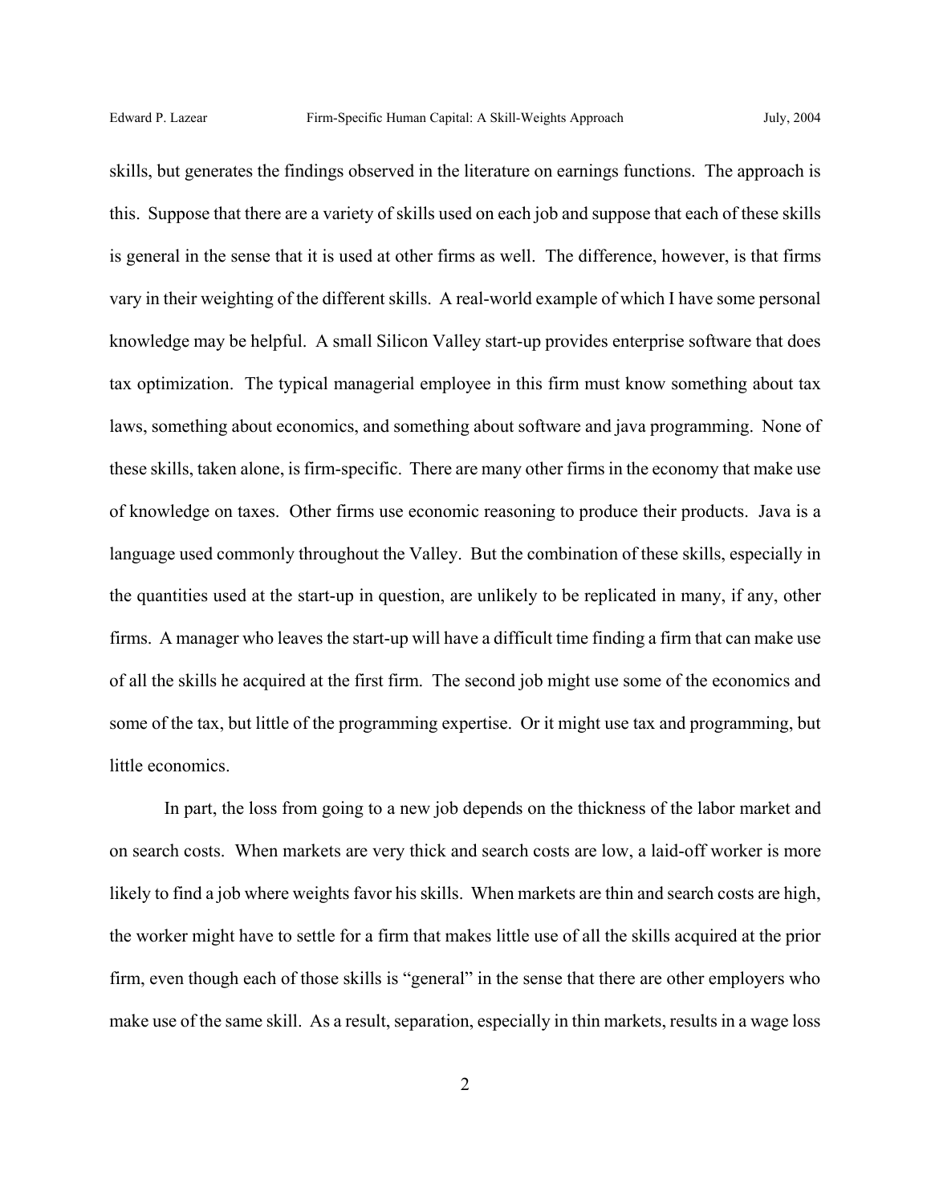skills, but generates the findings observed in the literature on earnings functions. The approach is this. Suppose that there are a variety of skills used on each job and suppose that each of these skills is general in the sense that it is used at other firms as well. The difference, however, is that firms vary in their weighting of the different skills. A real-world example of which I have some personal knowledge may be helpful. A small Silicon Valley start-up provides enterprise software that does tax optimization. The typical managerial employee in this firm must know something about tax laws, something about economics, and something about software and java programming. None of these skills, taken alone, is firm-specific. There are many other firms in the economy that make use of knowledge on taxes. Other firms use economic reasoning to produce their products. Java is a language used commonly throughout the Valley. But the combination of these skills, especially in the quantities used at the start-up in question, are unlikely to be replicated in many, if any, other firms. A manager who leaves the start-up will have a difficult time finding a firm that can make use of all the skills he acquired at the first firm. The second job might use some of the economics and some of the tax, but little of the programming expertise. Or it might use tax and programming, but little economics.

In part, the loss from going to a new job depends on the thickness of the labor market and on search costs. When markets are very thick and search costs are low, a laid-off worker is more likely to find a job where weights favor his skills. When markets are thin and search costs are high, the worker might have to settle for a firm that makes little use of all the skills acquired at the prior firm, even though each of those skills is "general" in the sense that there are other employers who make use of the same skill. As a result, separation, especially in thin markets, results in a wage loss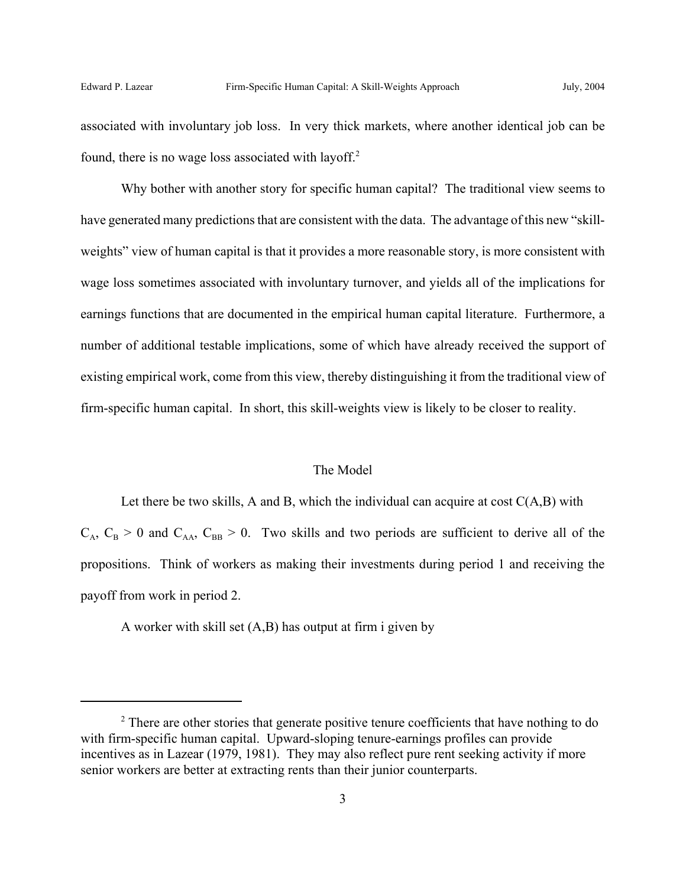associated with involuntary job loss. In very thick markets, where another identical job can be found, there is no wage loss associated with layoff.[2]

Why bother with another story for specific human capital? The traditional view seems to have generated many predictions that are consistent with the data. The advantage of this new "skill-weights" view of human capital is that it provides a more reasonable story, is more consistent with wage loss sometimes associated with involuntary turnover, and yields all of the implications for earnings functions that are documented in the empirical human capital literature. Furthermore, a number of additional testable implications, some of which have already received the support of existing empirical work, come from this view, thereby distinguishing it from the traditional view of firm-specific human capital. In short, this skill-weights view is likely to be closer to reality.

## The Model

Let there be two skills, A and B, which the individual can acquire at cost $C(A,B)$ with $C_A$, $C_B > 0$ and $C_{AA}$, $C_{BB} > 0$. Two skills and two periods are sufficient to derive all of the propositions. Think of workers as making their investments during period 1 and receiving the payoff from work in period 2.

A worker with skill set $(A,B)$ has output at firm i given by

---

[2] There are other stories that generate positive tenure coefficients that have nothing to do with firm-specific human capital. Upward-sloping tenure-earnings profiles can provide incentives as in Lazear (1979, 1981). They may also reflect pure rent seeking activity if more senior workers are better at extracting rents than their junior counterparts.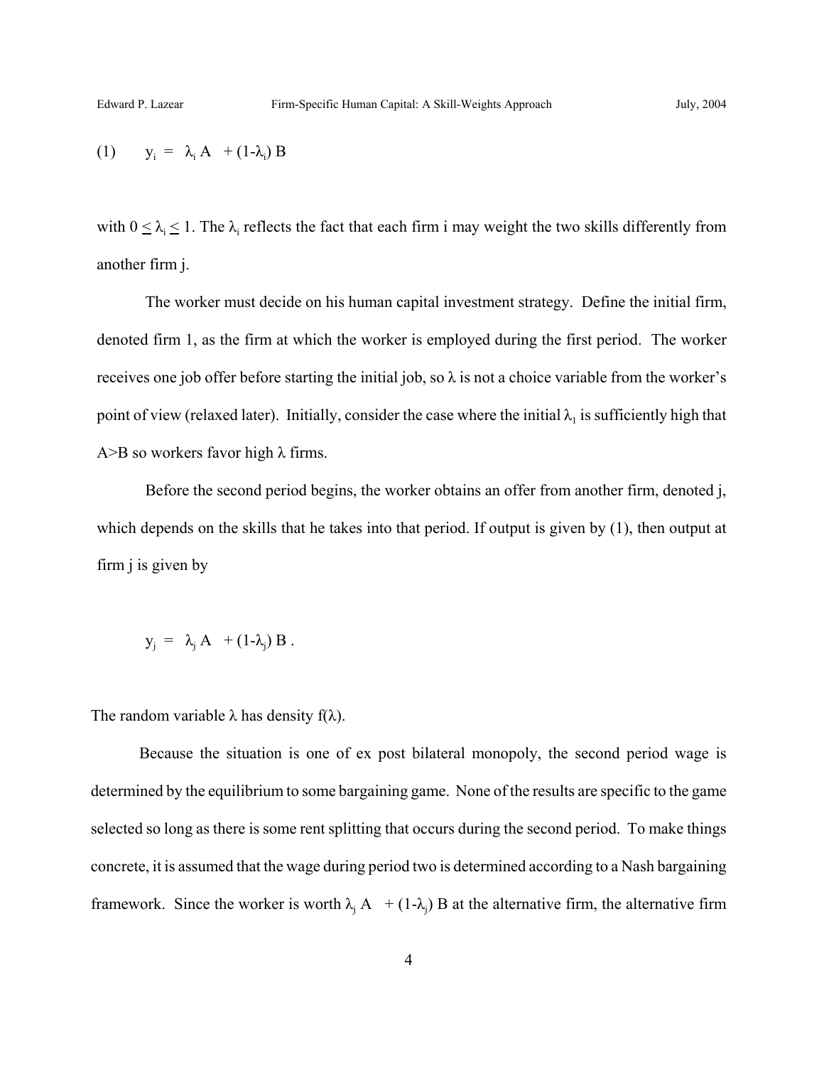$$(1) \qquad y_i = \lambda_i A + (1-\lambda_i) B$$

with $0 \leq \lambda_i \leq 1$. The $\lambda_i$ reflects the fact that each firm i may weight the two skills differently from another firm j.

The worker must decide on his human capital investment strategy. Define the initial firm, denoted firm 1, as the firm at which the worker is employed during the first period. The worker receives one job offer before starting the initial job, so $\lambda$ is not a choice variable from the worker's point of view (relaxed later). Initially, consider the case where the initial $\lambda_1$ is sufficiently high that A>B so workers favor high $\lambda$ firms.

Before the second period begins, the worker obtains an offer from another firm, denoted j, which depends on the skills that he takes into that period. If output is given by (1), then output at firm j is given by

$$y_j = \lambda_j A + (1-\lambda_j) B .$$

The random variable $\lambda$ has density $f(\lambda)$.

Because the situation is one of ex post bilateral monopoly, the second period wage is determined by the equilibrium to some bargaining game. None of the results are specific to the game selected so long as there is some rent splitting that occurs during the second period. To make things concrete, it is assumed that the wage during period two is determined according to a Nash bargaining framework. Since the worker is worth $\lambda_j A + (1-\lambda_j) B$ at the alternative firm, the alternative firm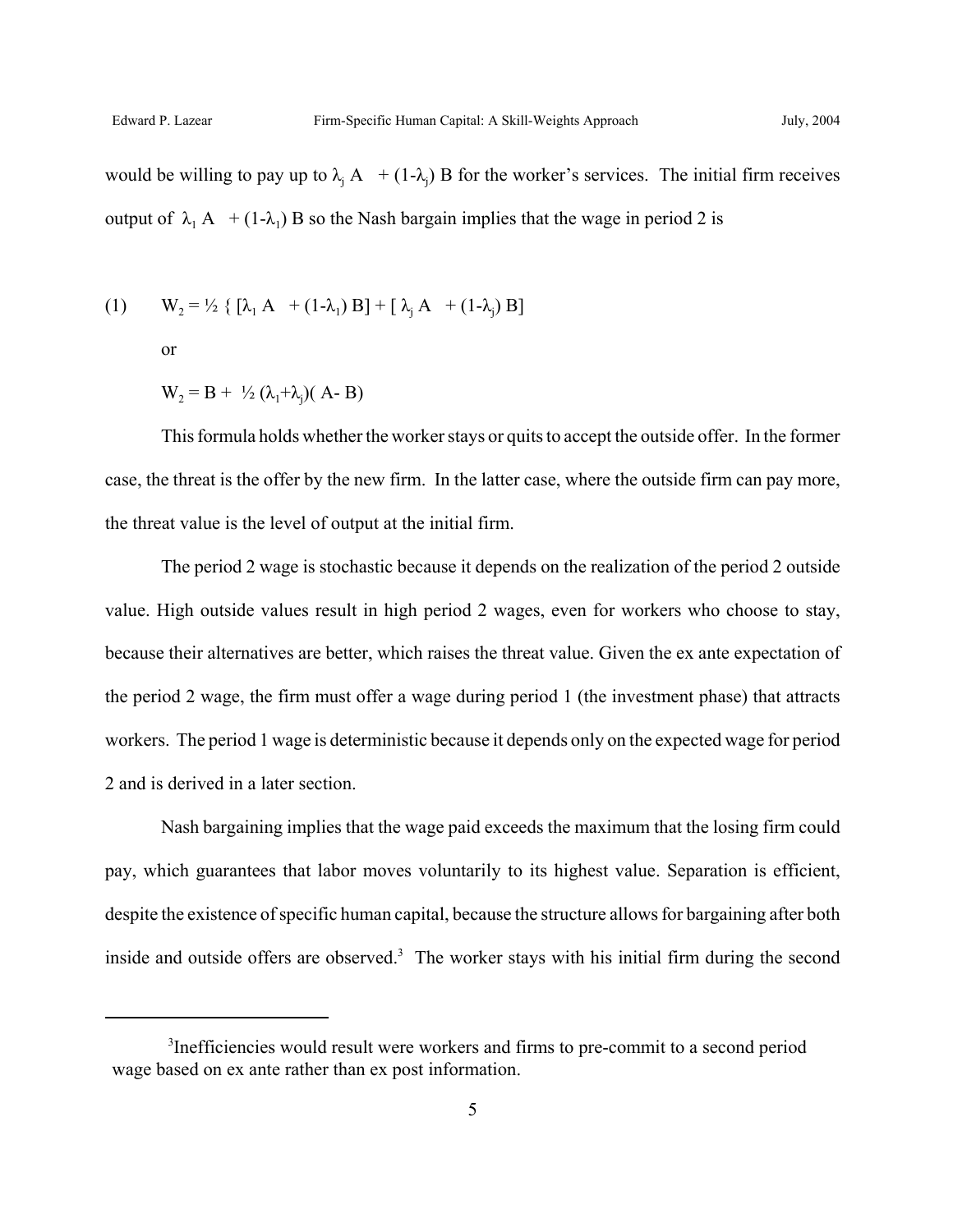would be willing to pay up to $\lambda_j A + (1-\lambda_j) B$ for the worker's services. The initial firm receives output of $\lambda_1 A + (1-\lambda_1) B$ so the Nash bargain implies that the wage in period 2 is

$$(1) \qquad W_2 = \tfrac{1}{2} \{ [\lambda_1 A + (1-\lambda_1) B] + [ \lambda_j A + (1-\lambda_j) B]$$

or

$$W_2 = B + \tfrac{1}{2} (\lambda_1+\lambda_j)( A- B)$$

This formula holds whether the worker stays or quits to accept the outside offer. In the former case, the threat is the offer by the new firm. In the latter case, where the outside firm can pay more, the threat value is the level of output at the initial firm.

The period 2 wage is stochastic because it depends on the realization of the period 2 outside value. High outside values result in high period 2 wages, even for workers who choose to stay, because their alternatives are better, which raises the threat value. Given the ex ante expectation of the period 2 wage, the firm must offer a wage during period 1 (the investment phase) that attracts workers. The period 1 wage is deterministic because it depends only on the expected wage for period 2 and is derived in a later section.

Nash bargaining implies that the wage paid exceeds the maximum that the losing firm could pay, which guarantees that labor moves voluntarily to its highest value. Separation is efficient, despite the existence of specific human capital, because the structure allows for bargaining after both inside and outside offers are observed.[3] The worker stays with his initial firm during the second

[3] Inefficiencies would result were workers and firms to pre-commit to a second period wage based on ex ante rather than ex post information.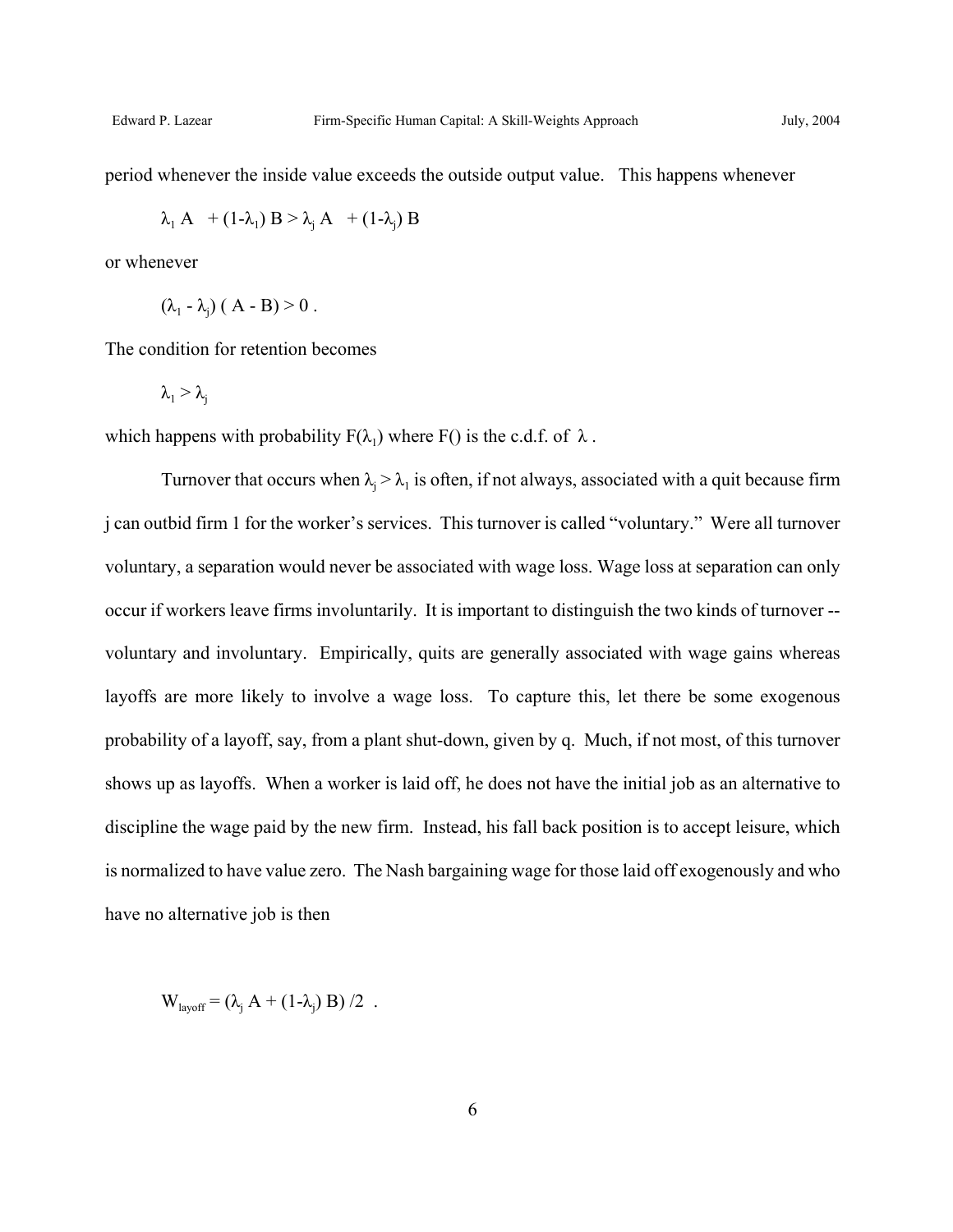period whenever the inside value exceeds the outside output value. This happens whenever

$$\lambda_1 A + (1-\lambda_1) B > \lambda_j A + (1-\lambda_j) B$$

or whenever

$$(\lambda_1 - \lambda_j) ( A - B) > 0 .$$

The condition for retention becomes

$$\lambda_1 > \lambda_j$$

which happens with probability $F(\lambda_1)$ where F() is the c.d.f. of $\lambda$ .

Turnover that occurs when $\lambda_j > \lambda_1$ is often, if not always, associated with a quit because firm j can outbid firm 1 for the worker's services. This turnover is called "voluntary." Were all turnover voluntary, a separation would never be associated with wage loss. Wage loss at separation can only occur if workers leave firms involuntarily. It is important to distinguish the two kinds of turnover -- voluntary and involuntary. Empirically, quits are generally associated with wage gains whereas layoffs are more likely to involve a wage loss. To capture this, let there be some exogenous probability of a layoff, say, from a plant shut-down, given by q. Much, if not most, of this turnover shows up as layoffs. When a worker is laid off, he does not have the initial job as an alternative to discipline the wage paid by the new firm. Instead, his fall back position is to accept leisure, which is normalized to have value zero. The Nash bargaining wage for those laid off exogenously and who have no alternative job is then

$$W_{layoff} = (\lambda_j A + (1-\lambda_j) B) /2 .$$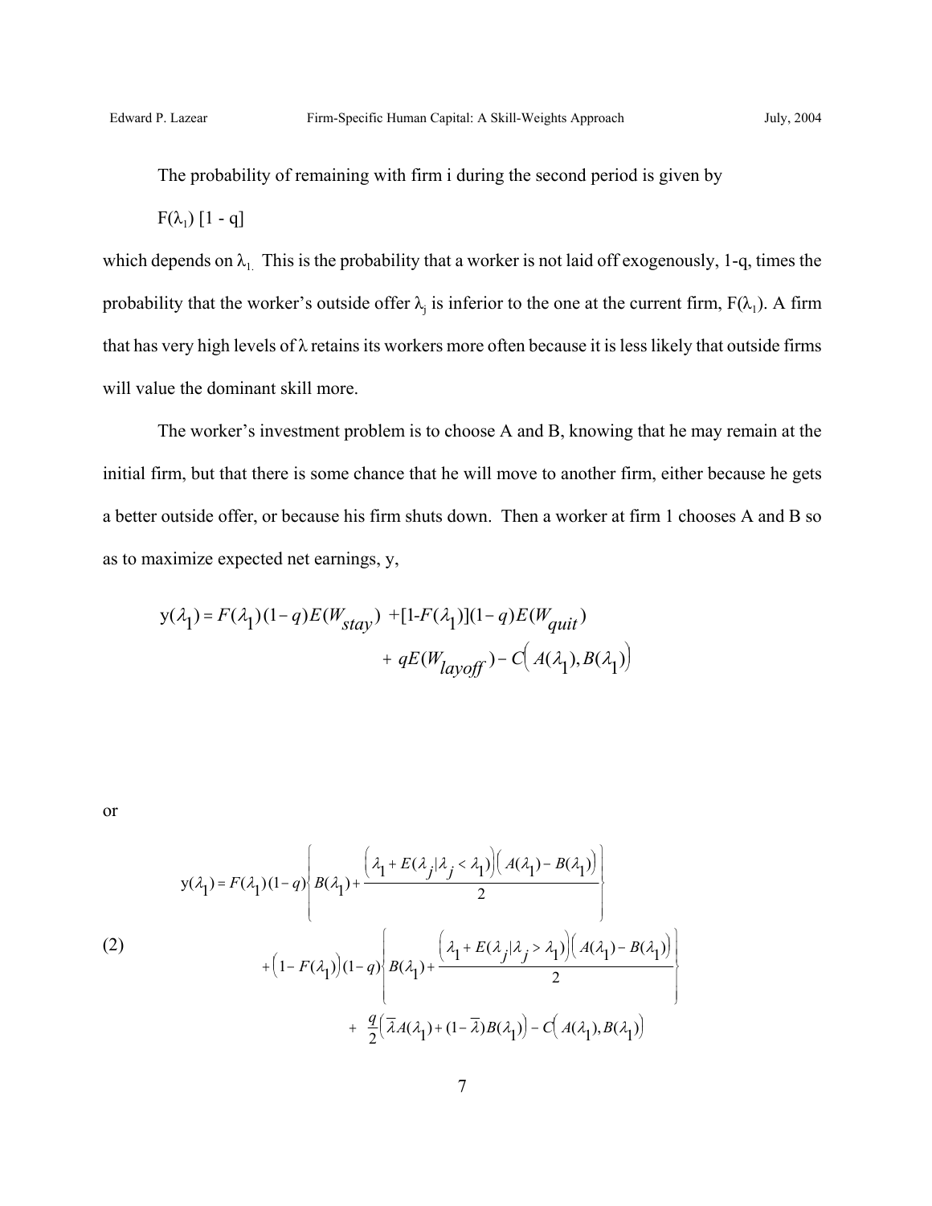The probability of remaining with firm i during the second period is given by

$F(\lambda_1)\,[1 - q]$

which depends on $\lambda_1$. This is the probability that a worker is not laid off exogenously, 1-q, times the probability that the worker's outside offer $\lambda_j$ is inferior to the one at the current firm, $F(\lambda_1)$. A firm that has very high levels of $\lambda$ retains its workers more often because it is less likely that outside firms will value the dominant skill more.

The worker's investment problem is to choose A and B, knowing that he may remain at the initial firm, but that there is some chance that he will move to another firm, either because he gets a better outside offer, or because his firm shuts down. Then a worker at firm 1 chooses A and B so as to maximize expected net earnings, y,

$$
\begin{aligned}
y(\lambda_1) = {} & F(\lambda_1)(1-q)E(W_{stay}) + [1\text{-}F(\lambda_1)](1-q)E(W_{quit}) \\
& + qE(W_{layoff}) - C\big(A(\lambda_1), B(\lambda_1)\big)
\end{aligned}
$$

or

$$
\begin{aligned}
y(\lambda_1) = {} & F(\lambda_1)(1-q)\left\{ B(\lambda_1) + \frac{\big(\lambda_1 + E(\lambda_j|\lambda_j < \lambda_1)\big)\big(A(\lambda_1) - B(\lambda_1)\big)}{2} \right\} \\
& + \big(1 - F(\lambda_1)\big)(1-q)\left\{ B(\lambda_1) + \frac{\big(\lambda_1 + E(\lambda_j|\lambda_j > \lambda_1)\big)\big(A(\lambda_1) - B(\lambda_1)\big)}{2} \right\} \\
& + \frac{q}{2}\big(\bar{\lambda}A(\lambda_1) + (1-\bar{\lambda})B(\lambda_1)\big) - C\big(A(\lambda_1), B(\lambda_1)\big)
\end{aligned}
\tag{2}
$$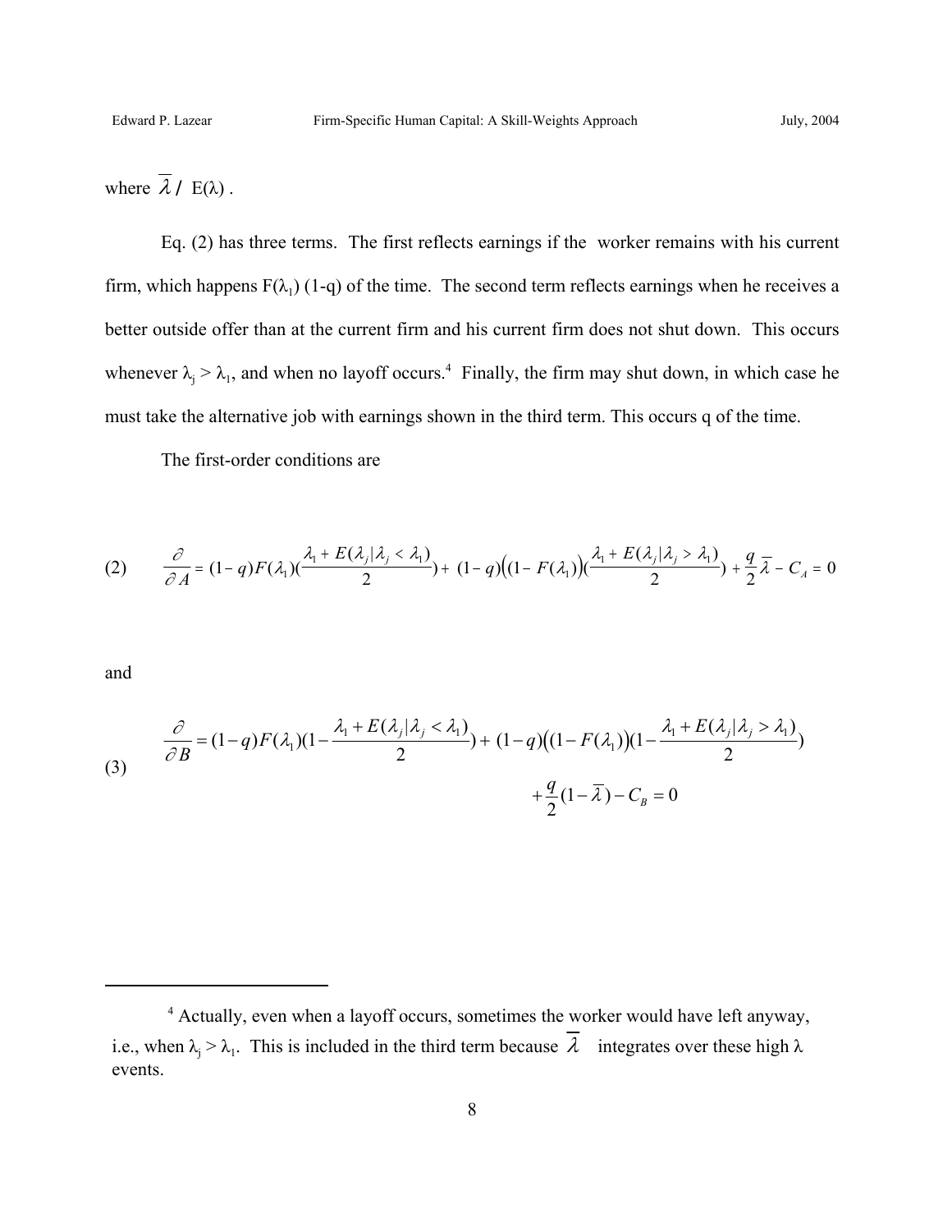where $\overline{\lambda} \equiv E(\lambda)$ .

Eq. (2) has three terms. The first reflects earnings if the worker remains with his current firm, which happens $F(\lambda_1)(1-q)$ of the time. The second term reflects earnings when he receives a better outside offer than at the current firm and his current firm does not shut down. This occurs whenever $\lambda_j > \lambda_1$, and when no layoff occurs.[4] Finally, the firm may shut down, in which case he must take the alternative job with earnings shown in the third term. This occurs q of the time.

The first-order conditions are

$$
\text{(2)} \qquad \frac{\partial}{\partial A} = (1-q)F(\lambda_1)\left(\frac{\lambda_1 + E(\lambda_j|\lambda_j < \lambda_1)}{2}\right) + (1-q)\big((1-F(\lambda_1)\big)\left(\frac{\lambda_1 + E(\lambda_j|\lambda_j > \lambda_1)}{2}\right) + \frac{q}{2}\overline{\lambda} - C_A = 0
$$

and

$$
\text{(3)} \qquad \frac{\partial}{\partial B} = (1-q)F(\lambda_1)\left(1-\frac{\lambda_1 + E(\lambda_j|\lambda_j < \lambda_1)}{2}\right) + (1-q)\big((1-F(\lambda_1)\big)\left(1-\frac{\lambda_1 + E(\lambda_j|\lambda_j > \lambda_1)}{2}\right) + \frac{q}{2}(1-\overline{\lambda}) - C_B = 0
$$

---

[4] Actually, even when a layoff occurs, sometimes the worker would have left anyway, i.e., when $\lambda_j > \lambda_1$. This is included in the third term because $\overline{\lambda}$ integrates over these high $\lambda$ events.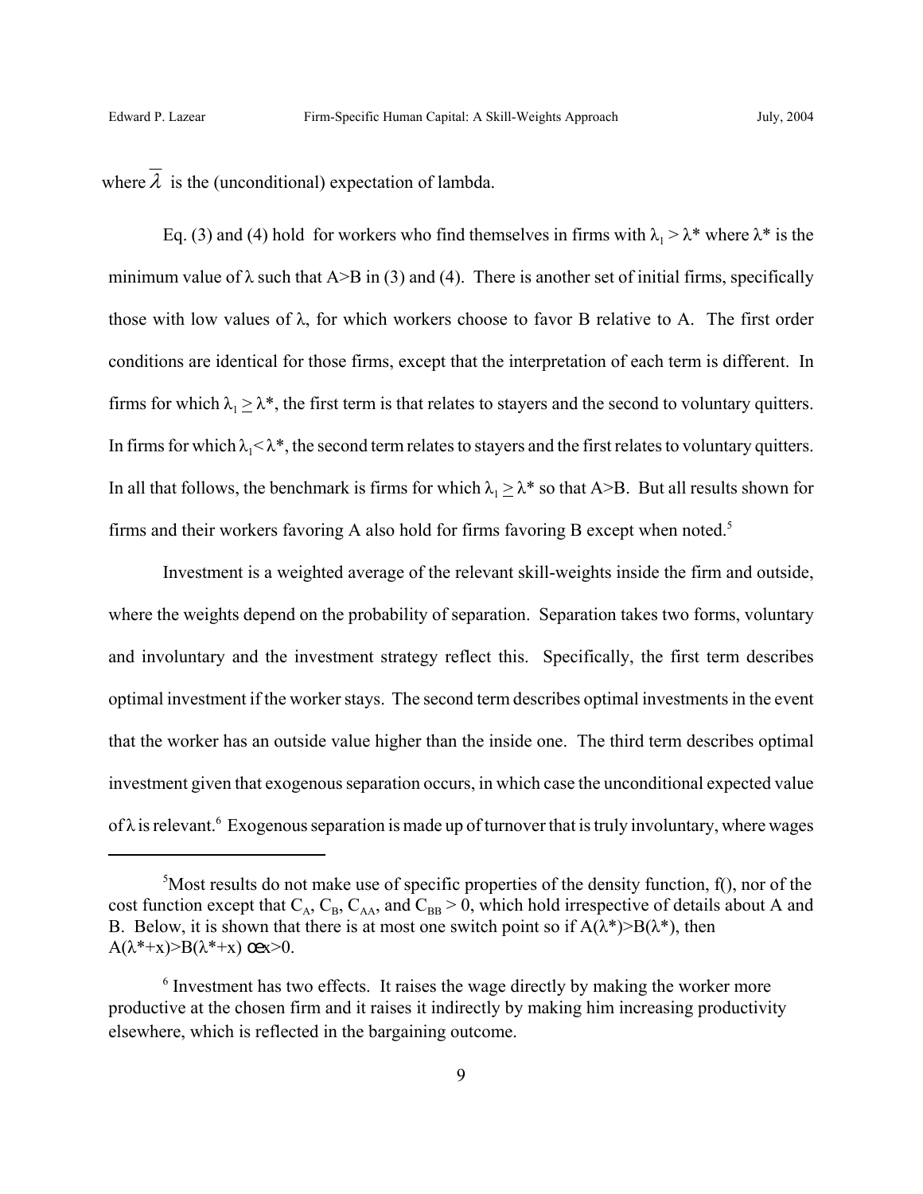where $\overline{\lambda}$ is the (unconditional) expectation of lambda.

Eq. (3) and (4) hold for workers who find themselves in firms with $\lambda_1 > \lambda^*$ where $\lambda^*$ is the minimum value of $\lambda$ such that A>B in (3) and (4). There is another set of initial firms, specifically those with low values of $\lambda$, for which workers choose to favor B relative to A. The first order conditions are identical for those firms, except that the interpretation of each term is different. In firms for which $\lambda_1 \geq \lambda^*$, the first term is that relates to stayers and the second to voluntary quitters. In firms for which $\lambda_1 < \lambda^*$, the second term relates to stayers and the first relates to voluntary quitters. In all that follows, the benchmark is firms for which $\lambda_1 \geq \lambda^*$ so that A>B. But all results shown for firms and their workers favoring A also hold for firms favoring B except when noted.[5]

Investment is a weighted average of the relevant skill-weights inside the firm and outside, where the weights depend on the probability of separation. Separation takes two forms, voluntary and involuntary and the investment strategy reflect this. Specifically, the first term describes optimal investment if the worker stays. The second term describes optimal investments in the event that the worker has an outside value higher than the inside one. The third term describes optimal investment given that exogenous separation occurs, in which case the unconditional expected value of $\lambda$ is relevant.[6] Exogenous separation is made up of turnover that is truly involuntary, where wages

---

[5]Most results do not make use of specific properties of the density function, f(), nor of the cost function except that $C_A$, $C_B$, $C_{AA}$, and $C_{BB} > 0$, which hold irrespective of details about A and B. Below, it is shown that there is at most one switch point so if $A(\lambda^*)>B(\lambda^*)$, then $A(\lambda^*+x)>B(\lambda^*+x)\ \forall x>0$.

[6] Investment has two effects. It raises the wage directly by making the worker more productive at the chosen firm and it raises it indirectly by making him increasing productivity elsewhere, which is reflected in the bargaining outcome.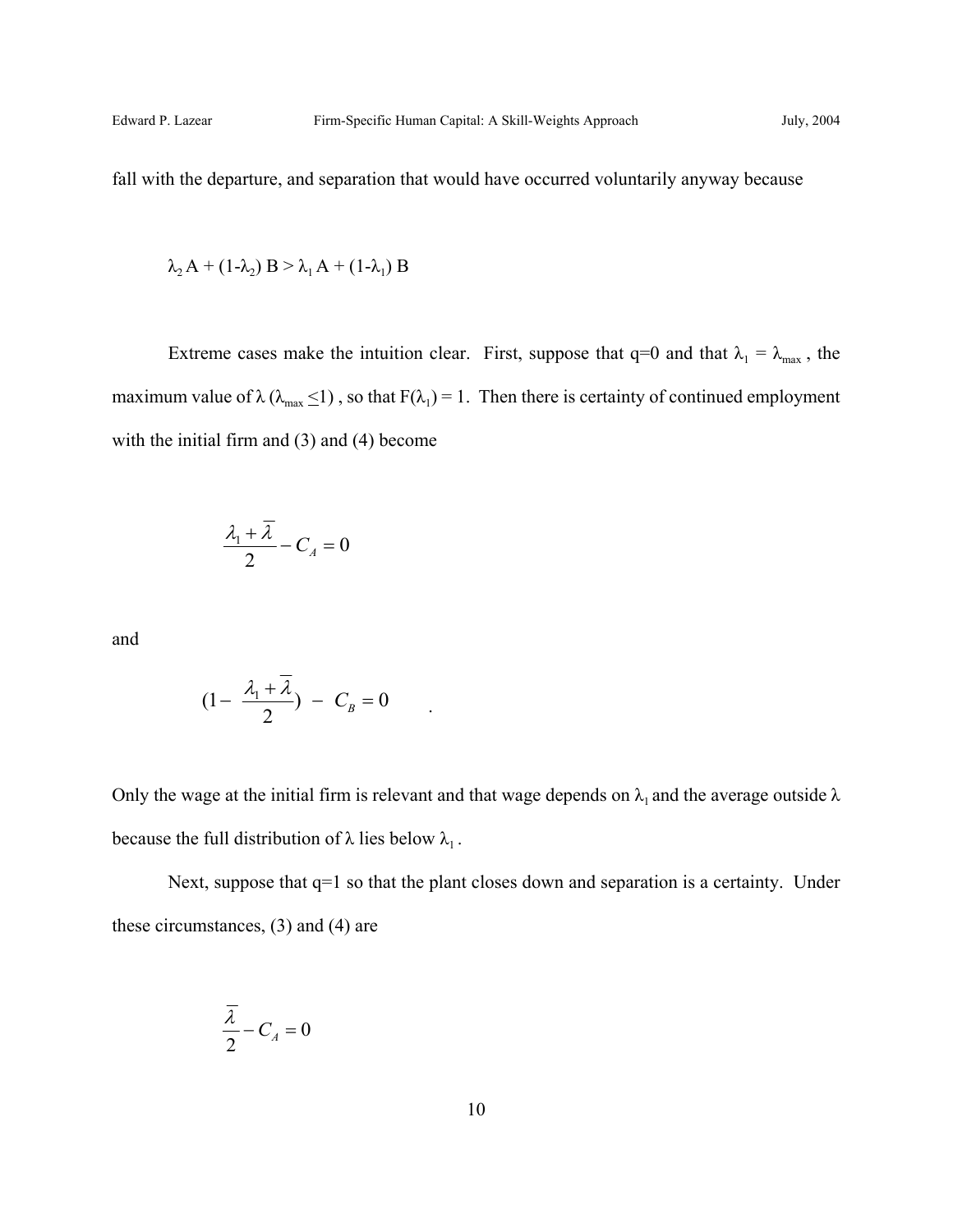fall with the departure, and separation that would have occurred voluntarily anyway because

$$\lambda_2 A + (1-\lambda_2) B > \lambda_1 A + (1-\lambda_1) B$$

Extreme cases make the intuition clear. First, suppose that q=0 and that $\lambda_1 = \lambda_{max}$, the maximum value of $\lambda$ ($\lambda_{max} \leq 1$), so that $F(\lambda_1) = 1$. Then there is certainty of continued employment with the initial firm and (3) and (4) become

$$\frac{\lambda_1 + \overline{\lambda}}{2} - C_A = 0$$

and

$$(1 - \frac{\lambda_1 + \overline{\lambda}}{2}) - C_B = 0 \quad .$$

Only the wage at the initial firm is relevant and that wage depends on $\lambda_1$ and the average outside $\lambda$ because the full distribution of $\lambda$ lies below $\lambda_1$.

Next, suppose that q=1 so that the plant closes down and separation is a certainty. Under these circumstances, (3) and (4) are

$$\frac{\overline{\lambda}}{2} - C_A = 0$$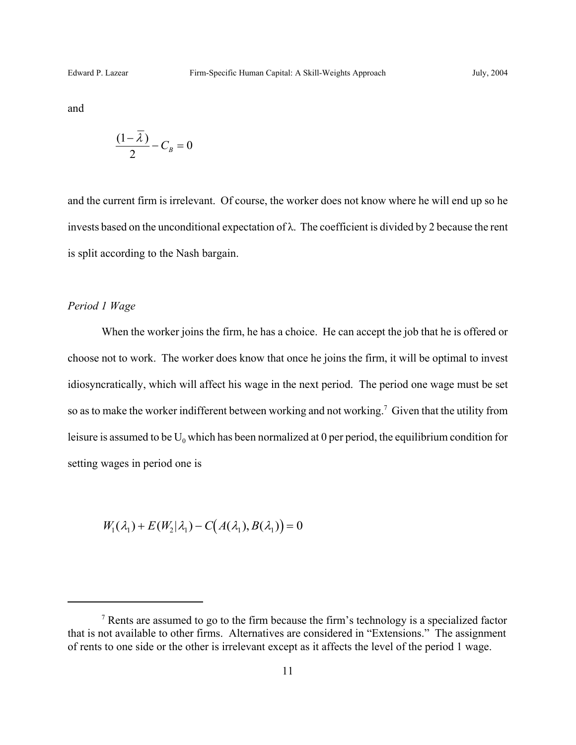and

$$\frac{(1-\overline{\lambda})}{2} - C_B = 0$$

and the current firm is irrelevant. Of course, the worker does not know where he will end up so he invests based on the unconditional expectation of λ. The coefficient is divided by 2 because the rent is split according to the Nash bargain.

*Period 1 Wage*

When the worker joins the firm, he has a choice. He can accept the job that he is offered or choose not to work. The worker does know that once he joins the firm, it will be optimal to invest idiosyncratically, which will affect his wage in the next period. The period one wage must be set so as to make the worker indifferent between working and not working.[7] Given that the utility from leisure is assumed to be $U_0$ which has been normalized at 0 per period, the equilibrium condition for setting wages in period one is

$$W_1(\lambda_1) + E(W_2|\lambda_1) - C\big(A(\lambda_1), B(\lambda_1)\big) = 0$$

[7] Rents are assumed to go to the firm because the firm's technology is a specialized factor that is not available to other firms. Alternatives are considered in "Extensions." The assignment of rents to one side or the other is irrelevant except as it affects the level of the period 1 wage.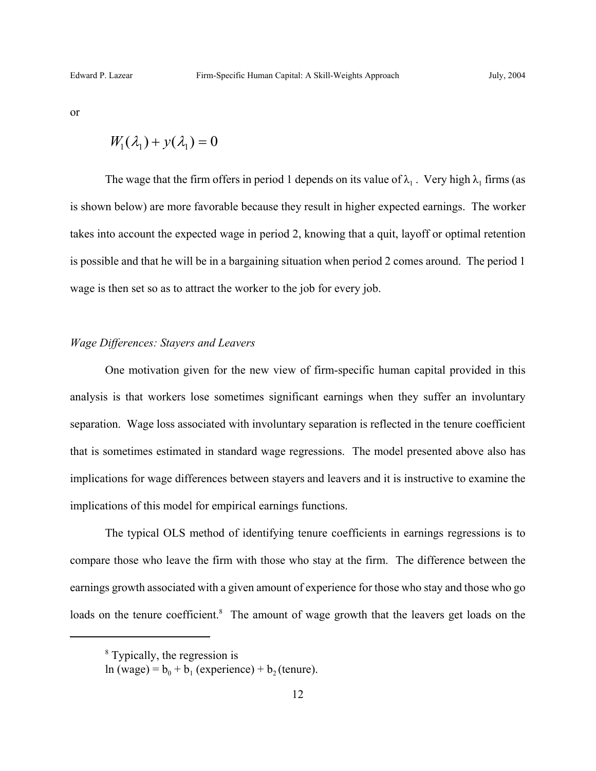or

$$W_1(\lambda_1) + y(\lambda_1) = 0$$

The wage that the firm offers in period 1 depends on its value of $\lambda_1$. Very high $\lambda_1$ firms (as is shown below) are more favorable because they result in higher expected earnings. The worker takes into account the expected wage in period 2, knowing that a quit, layoff or optimal retention is possible and that he will be in a bargaining situation when period 2 comes around. The period 1 wage is then set so as to attract the worker to the job for every job.

*Wage Differences: Stayers and Leavers*

One motivation given for the new view of firm-specific human capital provided in this analysis is that workers lose sometimes significant earnings when they suffer an involuntary separation. Wage loss associated with involuntary separation is reflected in the tenure coefficient that is sometimes estimated in standard wage regressions. The model presented above also has implications for wage differences between stayers and leavers and it is instructive to examine the implications of this model for empirical earnings functions.

The typical OLS method of identifying tenure coefficients in earnings regressions is to compare those who leave the firm with those who stay at the firm. The difference between the earnings growth associated with a given amount of experience for those who stay and those who go loads on the tenure coefficient.[8] The amount of wage growth that the leavers get loads on the

[8] Typically, the regression is
ln (wage) = $b_0 + b_1$ (experience) + $b_2$ (tenure).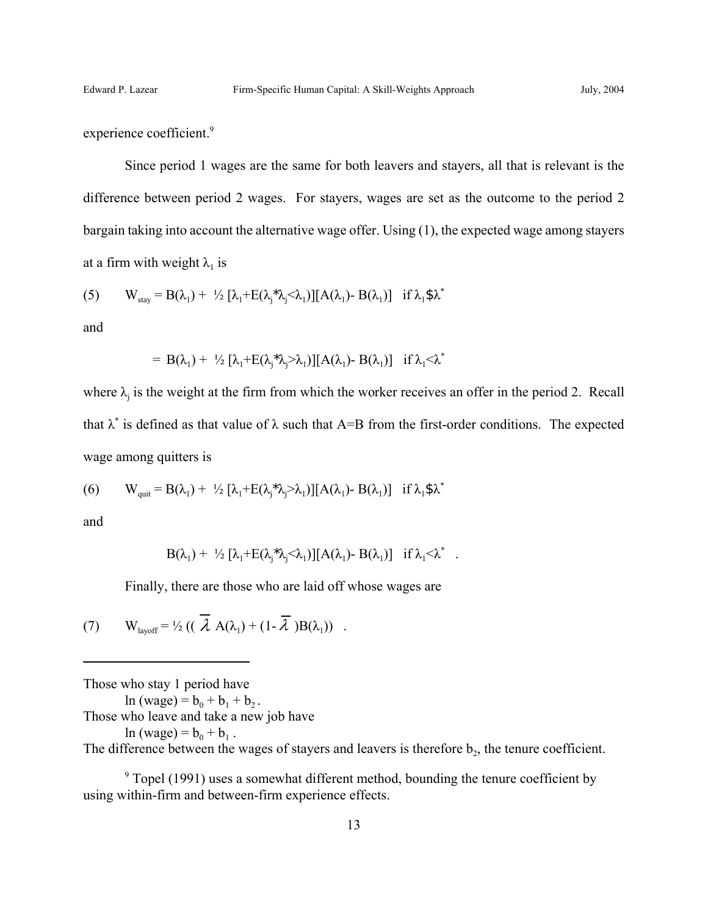experience coefficient.[9]

Since period 1 wages are the same for both leavers and stayers, all that is relevant is the difference between period 2 wages. For stayers, wages are set as the outcome to the period 2 bargain taking into account the alternative wage offer. Using (1), the expected wage among stayers at a firm with weight $\lambda_1$ is

$$(5) \qquad W_{stay} = B(\lambda_1) + \tfrac{1}{2}\,[\lambda_1 + E(\lambda_j \mid \lambda_j < \lambda_1)][A(\lambda_1) - B(\lambda_1)] \quad \text{if } \lambda_1 \geq \lambda^*$$

and

$$= B(\lambda_1) + \tfrac{1}{2}\,[\lambda_1 + E(\lambda_j \mid \lambda_j > \lambda_1)][A(\lambda_1) - B(\lambda_1)] \quad \text{if } \lambda_1 < \lambda^*$$

where $\lambda_j$ is the weight at the firm from which the worker receives an offer in the period 2. Recall that $\lambda^*$ is defined as that value of $\lambda$ such that A=B from the first-order conditions. The expected wage among quitters is

$$(6) \qquad W_{quit} = B(\lambda_1) + \tfrac{1}{2}\,[\lambda_1 + E(\lambda_j \mid \lambda_j > \lambda_1)][A(\lambda_1) - B(\lambda_1)] \quad \text{if } \lambda_1 \geq \lambda^*$$

and

$$B(\lambda_1) + \tfrac{1}{2}\,[\lambda_1 + E(\lambda_j \mid \lambda_j < \lambda_1)][A(\lambda_1) - B(\lambda_1)] \quad \text{if } \lambda_1 < \lambda^* \ .$$

Finally, there are those who are laid off whose wages are

$$(7) \qquad W_{layoff} = \tfrac{1}{2}\,((\,\overline{\lambda}\,A(\lambda_1) + (1 - \overline{\lambda}\,)B(\lambda_1)) \ .$$

---

Those who stay 1 period have

$\ln(\text{wage}) = b_0 + b_1 + b_2$.

Those who leave and take a new job have

$\ln(\text{wage}) = b_0 + b_1$.

The difference between the wages of stayers and leavers is therefore $b_2$, the tenure coefficient.

[9] Topel (1991) uses a somewhat different method, bounding the tenure coefficient by using within-firm and between-firm experience effects.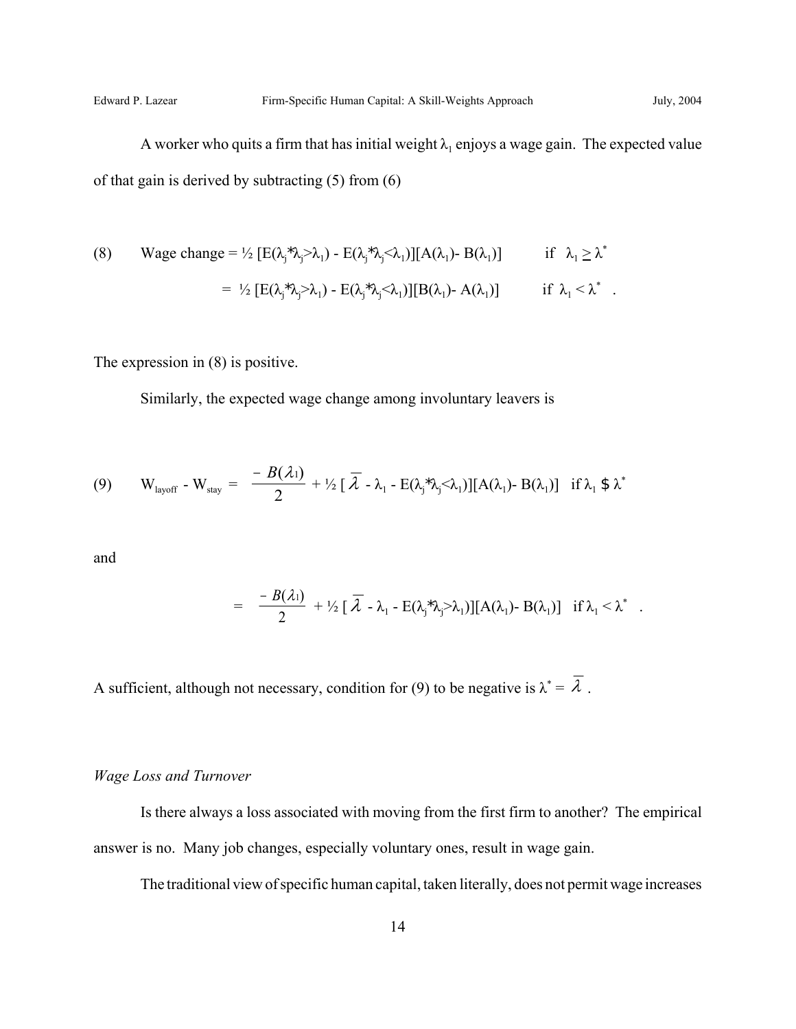A worker who quits a firm that has initial weight $\lambda_1$ enjoys a wage gain. The expected value of that gain is derived by subtracting (5) from (6)

$$
\text{(8)} \qquad \text{Wage change} = \tfrac{1}{2}\,[E(\lambda_j|\lambda_j>\lambda_1) - E(\lambda_j|\lambda_j<\lambda_1)][A(\lambda_1) - B(\lambda_1)] \qquad \text{if } \lambda_1 \geq \lambda^*
$$

$$
= \tfrac{1}{2}\,[E(\lambda_j|\lambda_j>\lambda_1) - E(\lambda_j|\lambda_j<\lambda_1)][B(\lambda_1) - A(\lambda_1)] \qquad \text{if } \lambda_1 < \lambda^* .
$$

The expression in (8) is positive.

Similarly, the expected wage change among involuntary leavers is

$$
\text{(9)} \qquad W_{layoff} - W_{stay} = \frac{-B(\lambda_1)}{2} + \tfrac{1}{2}\,[\bar{\lambda} - \lambda_1 - E(\lambda_j|\lambda_j<\lambda_1)][A(\lambda_1) - B(\lambda_1)] \quad \text{if } \lambda_1 \geq \lambda^*
$$

and

$$
= \frac{-B(\lambda_1)}{2} + \tfrac{1}{2}\,[\bar{\lambda} - \lambda_1 - E(\lambda_j|\lambda_j>\lambda_1)][A(\lambda_1) - B(\lambda_1)] \quad \text{if } \lambda_1 < \lambda^* .
$$

A sufficient, although not necessary, condition for (9) to be negative is $\lambda^* = \bar{\lambda}$ .

*Wage Loss and Turnover*

Is there always a loss associated with moving from the first firm to another? The empirical answer is no. Many job changes, especially voluntary ones, result in wage gain.

The traditional view of specific human capital, taken literally, does not permit wage increases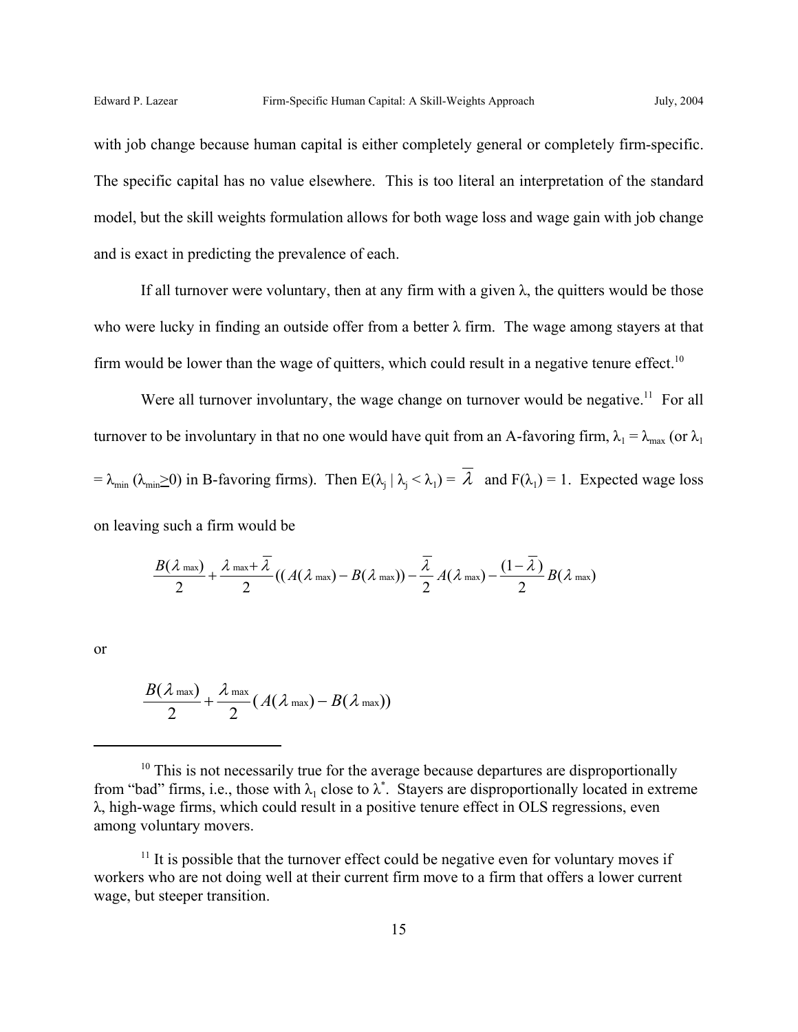with job change because human capital is either completely general or completely firm-specific. The specific capital has no value elsewhere. This is too literal an interpretation of the standard model, but the skill weights formulation allows for both wage loss and wage gain with job change and is exact in predicting the prevalence of each.

If all turnover were voluntary, then at any firm with a given $\lambda$, the quitters would be those who were lucky in finding an outside offer from a better $\lambda$ firm. The wage among stayers at that firm would be lower than the wage of quitters, which could result in a negative tenure effect.[10]

Were all turnover involuntary, the wage change on turnover would be negative.[11] For all turnover to be involuntary in that no one would have quit from an A-favoring firm, $\lambda_1 = \lambda_{max}$ (or $\lambda_1 = \lambda_{min}$ ($\lambda_{min} \geq 0$) in B-favoring firms). Then $E(\lambda_j \mid \lambda_j < \lambda_1) = \overline{\lambda}$ and $F(\lambda_1) = 1$. Expected wage loss on leaving such a firm would be

$$\frac{B(\lambda_{max})}{2} + \frac{\lambda_{max} + \overline{\lambda}}{2}((A(\lambda_{max}) - B(\lambda_{max})) - \frac{\overline{\lambda}}{2}A(\lambda_{max}) - \frac{(1-\overline{\lambda})}{2}B(\lambda_{max})$$

or

$$\frac{B(\lambda_{max})}{2} + \frac{\lambda_{max}}{2}(A(\lambda_{max}) - B(\lambda_{max}))$$

---

[10] This is not necessarily true for the average because departures are disproportionally from "bad" firms, i.e., those with $\lambda_1$ close to $\lambda^*$. Stayers are disproportionally located in extreme $\lambda$, high-wage firms, which could result in a positive tenure effect in OLS regressions, even among voluntary movers.

[11] It is possible that the turnover effect could be negative even for voluntary moves if workers who are not doing well at their current firm move to a firm that offers a lower current wage, but steeper transition.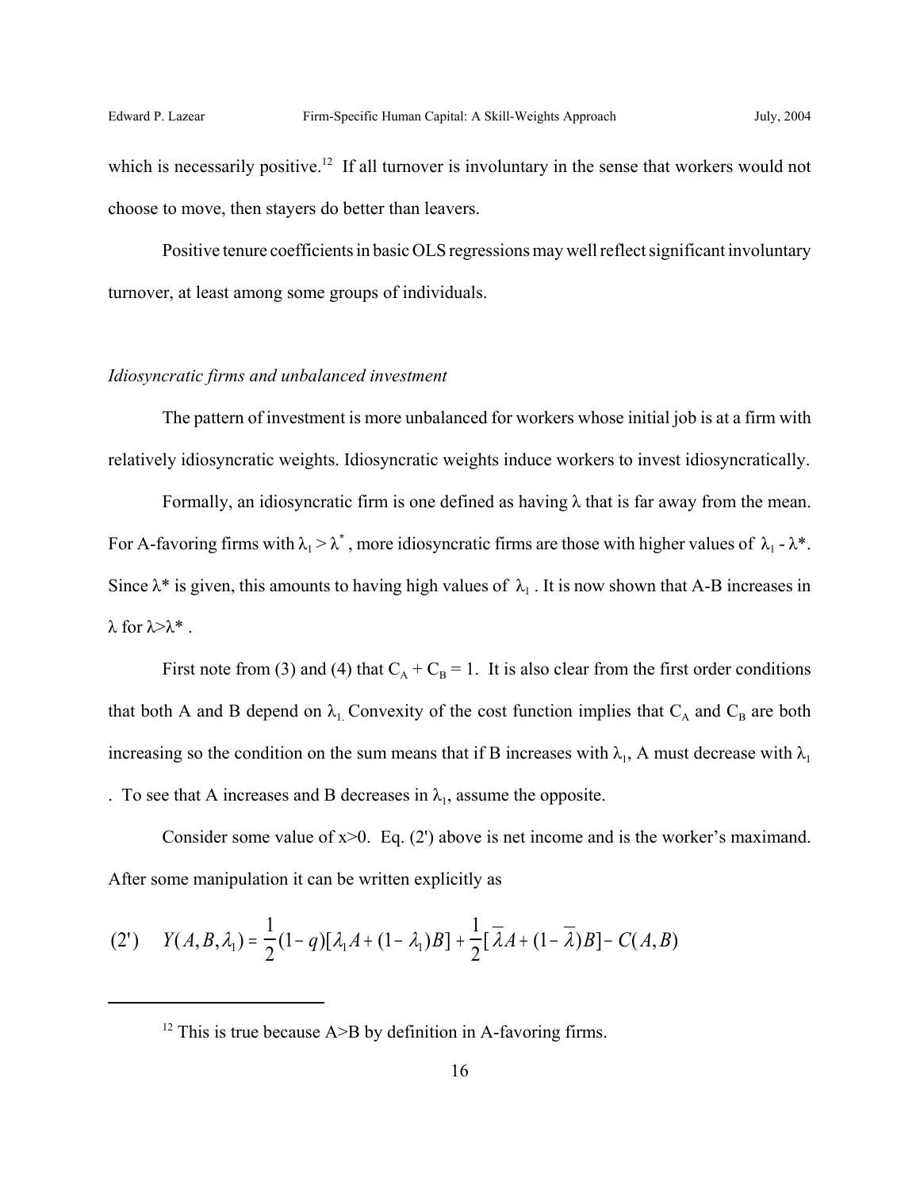which is necessarily positive.[12] If all turnover is involuntary in the sense that workers would not choose to move, then stayers do better than leavers.

Positive tenure coefficients in basic OLS regressions may well reflect significant involuntary turnover, at least among some groups of individuals.

*Idiosyncratic firms and unbalanced investment*

The pattern of investment is more unbalanced for workers whose initial job is at a firm with relatively idiosyncratic weights. Idiosyncratic weights induce workers to invest idiosyncratically.

Formally, an idiosyncratic firm is one defined as having $\lambda$ that is far away from the mean. For A-favoring firms with $\lambda_1 > \lambda^*$, more idiosyncratic firms are those with higher values of $\lambda_1 - \lambda^*$. Since $\lambda^*$ is given, this amounts to having high values of $\lambda_1$. It is now shown that A-B increases in $\lambda$ for $\lambda > \lambda^*$.

First note from (3) and (4) that $C_A + C_B = 1$. It is also clear from the first order conditions that both A and B depend on $\lambda_1$. Convexity of the cost function implies that $C_A$ and $C_B$ are both increasing so the condition on the sum means that if B increases with $\lambda_1$, A must decrease with $\lambda_1$. To see that A increases and B decreases in $\lambda_1$, assume the opposite.

Consider some value of x>0. Eq. (2') above is net income and is the worker's maximand. After some manipulation it can be written explicitly as

$$(2') \quad Y(A,B,\lambda_1) = \frac{1}{2}(1-q)[\lambda_1 A + (1-\lambda_1)B] + \frac{1}{2}[\bar{\lambda}A + (1-\bar{\lambda})B] - C(A,B)$$

[12] This is true because A>B by definition in A-favoring firms.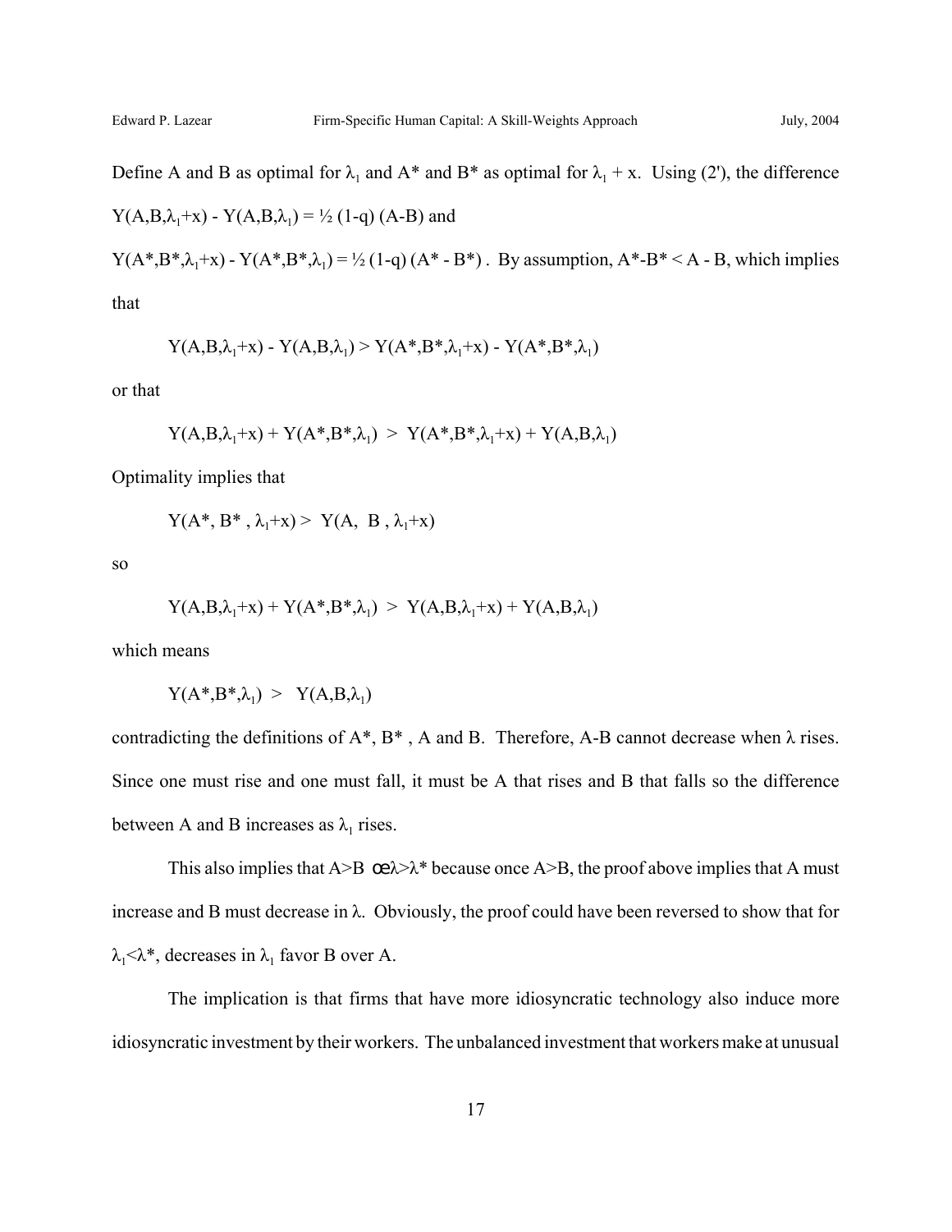Define A and B as optimal for $\lambda_1$ and A* and B* as optimal for $\lambda_1 + x$. Using (2'), the difference $Y(A,B,\lambda_1+x) - Y(A,B,\lambda_1) = ½ (1-q) (A-B)$ and

$Y(A^*,B^*,\lambda_1+x) - Y(A^*,B^*,\lambda_1) = ½ (1-q) (A^* - B^*)$ . By assumption, $A^*-B^* < A - B$, which implies that

$$Y(A,B,\lambda_1+x) - Y(A,B,\lambda_1) > Y(A^*,B^*,\lambda_1+x) - Y(A^*,B^*,\lambda_1)$$

or that

$$Y(A,B,\lambda_1+x) + Y(A^*,B^*,\lambda_1) \ > \ Y(A^*,B^*,\lambda_1+x) + Y(A,B,\lambda_1)$$

Optimality implies that

$$Y(A^*, B^* , \lambda_1+x) > \ Y(A, \ B , \lambda_1+x)$$

so

$$Y(A,B,\lambda_1+x) + Y(A^*,B^*,\lambda_1) \ > \ Y(A,B,\lambda_1+x) + Y(A,B,\lambda_1)$$

which means

$$Y(A^*,B^*,\lambda_1) \ > \ \ Y(A,B,\lambda_1)$$

contradicting the definitions of A*, B* , A and B. Therefore, A-B cannot decrease when $\lambda$ rises. Since one must rise and one must fall, it must be A that rises and B that falls so the difference between A and B increases as $\lambda_1$ rises.

This also implies that $A>B$ œ$\lambda>\lambda^*$ because once $A>B$, the proof above implies that A must increase and B must decrease in $\lambda$. Obviously, the proof could have been reversed to show that for $\lambda_1<\lambda^*$, decreases in $\lambda_1$ favor B over A.

The implication is that firms that have more idiosyncratic technology also induce more idiosyncratic investment by their workers. The unbalanced investment that workers make at unusual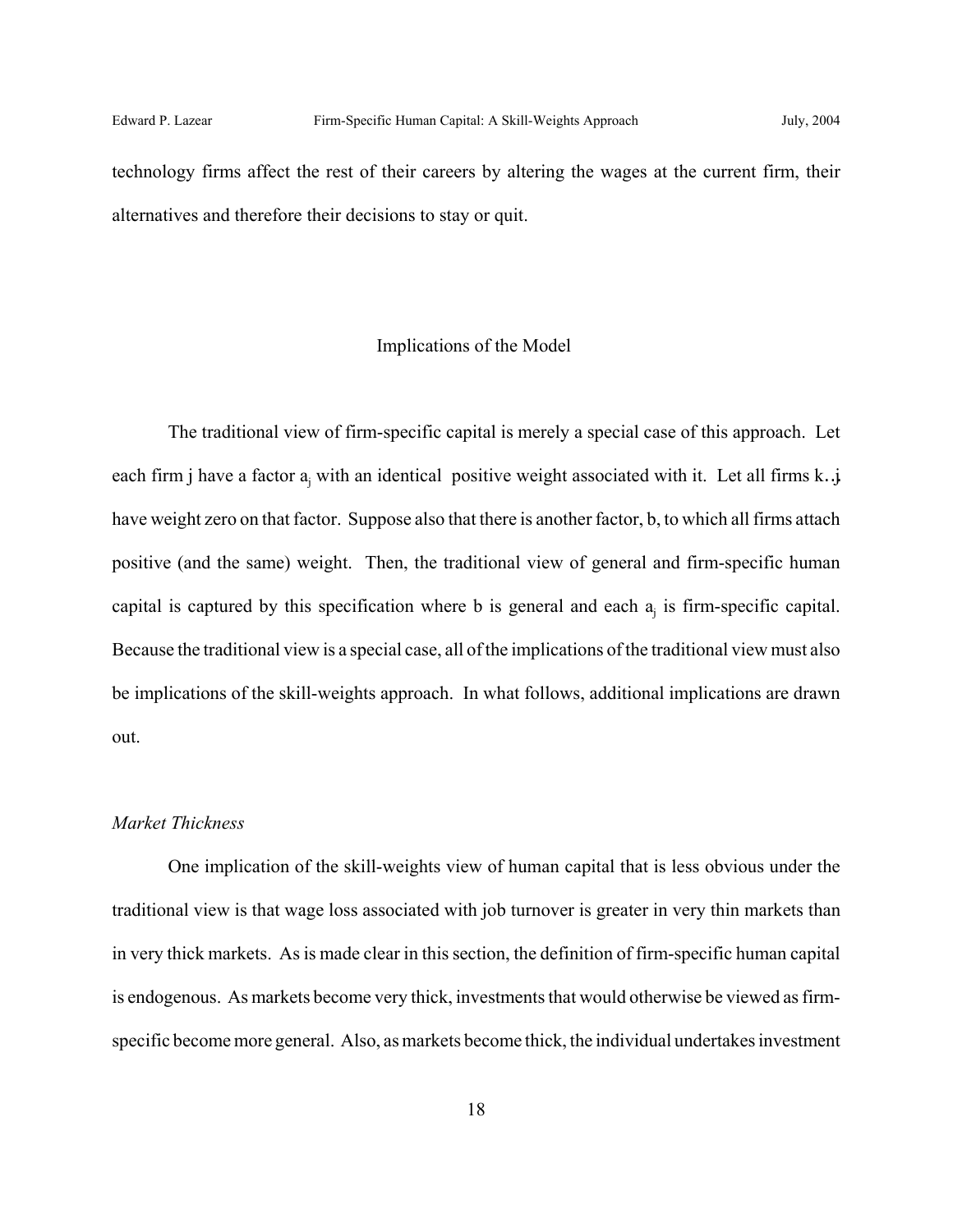technology firms affect the rest of their careers by altering the wages at the current firm, their alternatives and therefore their decisions to stay or quit.

## Implications of the Model

The traditional view of firm-specific capital is merely a special case of this approach. Let each firm j have a factor $a_j$ with an identical positive weight associated with it. Let all firms $k \neq j$ have weight zero on that factor. Suppose also that there is another factor, b, to which all firms attach positive (and the same) weight. Then, the traditional view of general and firm-specific human capital is captured by this specification where b is general and each $a_j$ is firm-specific capital. Because the traditional view is a special case, all of the implications of the traditional view must also be implications of the skill-weights approach. In what follows, additional implications are drawn out.

### *Market Thickness*

One implication of the skill-weights view of human capital that is less obvious under the traditional view is that wage loss associated with job turnover is greater in very thin markets than in very thick markets. As is made clear in this section, the definition of firm-specific human capital is endogenous. As markets become very thick, investments that would otherwise be viewed as firm-specific become more general. Also, as markets become thick, the individual undertakes investment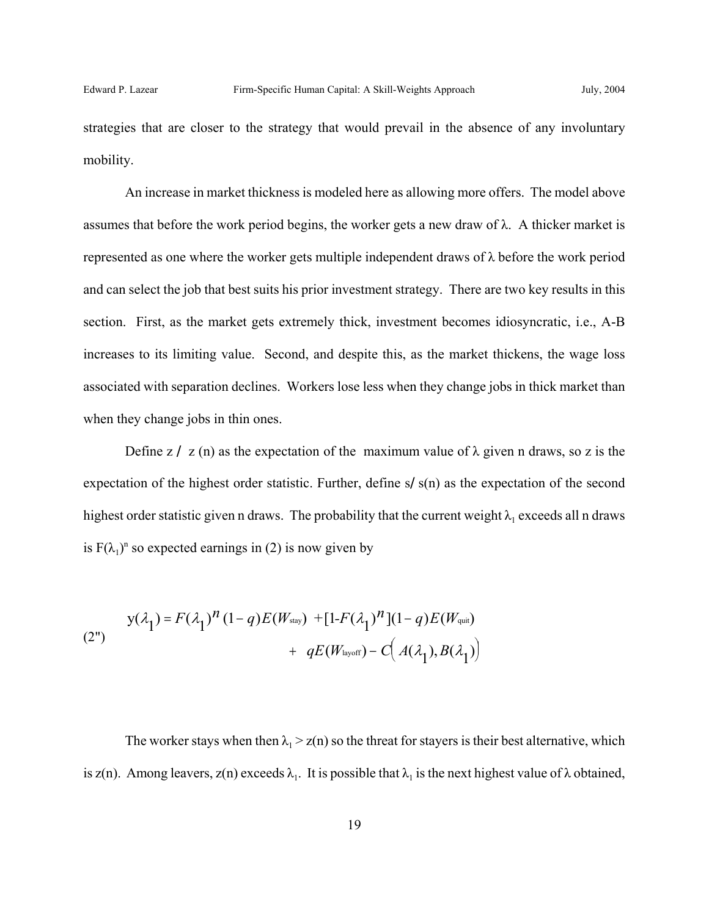strategies that are closer to the strategy that would prevail in the absence of any involuntary mobility.

An increase in market thickness is modeled here as allowing more offers. The model above assumes that before the work period begins, the worker gets a new draw of λ. A thicker market is represented as one where the worker gets multiple independent draws of λ before the work period and can select the job that best suits his prior investment strategy. There are two key results in this section. First, as the market gets extremely thick, investment becomes idiosyncratic, i.e., A-B increases to its limiting value. Second, and despite this, as the market thickens, the wage loss associated with separation declines. Workers lose less when they change jobs in thick market than when they change jobs in thin ones.

Define z / z (n) as the expectation of the maximum value of λ given n draws, so z is the expectation of the highest order statistic. Further, define s/ s(n) as the expectation of the second highest order statistic given n draws. The probability that the current weight $\lambda_1$ exceeds all n draws is $F(\lambda_1)^n$ so expected earnings in (2) is now given by

$$
\text{(2'')} \qquad \begin{aligned} y(\lambda_1) = F(\lambda_1)^n (1-q)E(W_{\text{stay}}) &+ [1\text{-}F(\lambda_1)^n](1-q)E(W_{\text{quit}}) \\ &+ \; qE(W_{\text{layoff}}) - C\Big(A(\lambda_1), B(\lambda_1)\Big) \end{aligned}
$$

The worker stays when then $\lambda_1 > z(n)$ so the threat for stayers is their best alternative, which is z(n). Among leavers, z(n) exceeds $\lambda_1$. It is possible that $\lambda_1$ is the next highest value of λ obtained,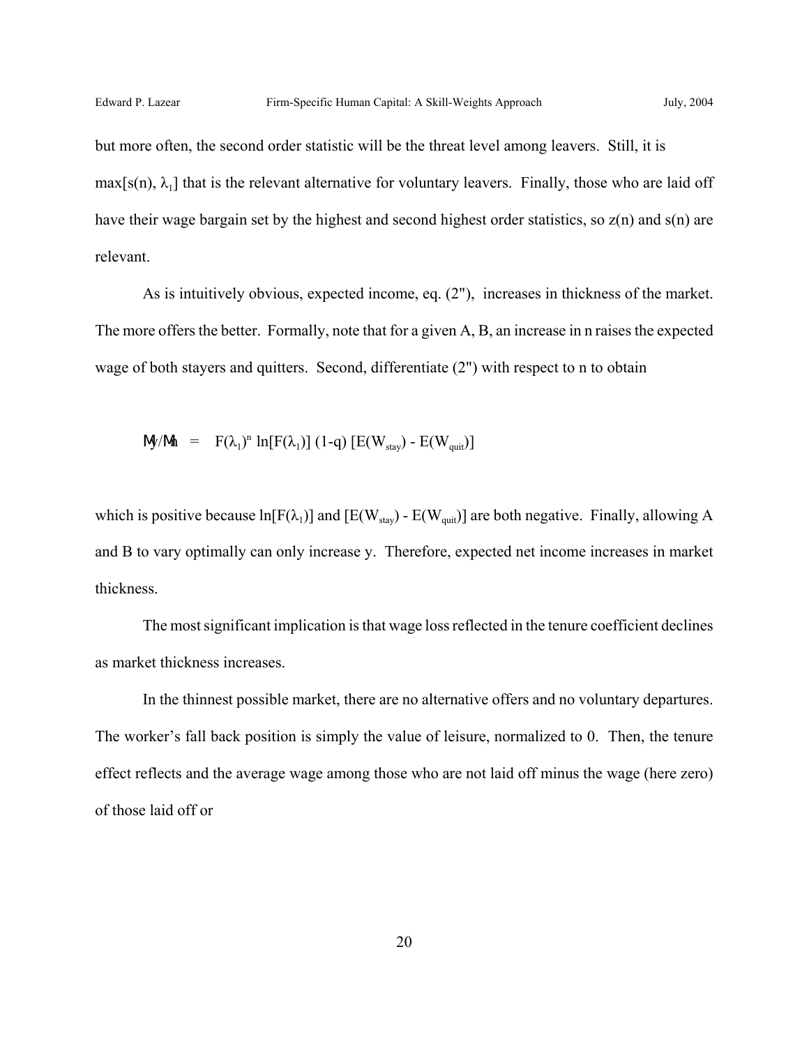but more often, the second order statistic will be the threat level among leavers. Still, it is $\max[s(n), \lambda_1]$ that is the relevant alternative for voluntary leavers. Finally, those who are laid off have their wage bargain set by the highest and second highest order statistics, so $z(n)$ and $s(n)$ are relevant.

As is intuitively obvious, expected income, eq. (2"), increases in thickness of the market. The more offers the better. Formally, note that for a given A, B, an increase in n raises the expected wage of both stayers and quitters. Second, differentiate (2") with respect to n to obtain

$$\partial y/\partial n \;=\; F(\lambda_1)^n \ln[F(\lambda_1)]\,(1\text{-}q)\,[E(W_{stay}) - E(W_{quit})]$$

which is positive because $\ln[F(\lambda_1)]$ and $[E(W_{stay}) - E(W_{quit})]$ are both negative. Finally, allowing A and B to vary optimally can only increase y. Therefore, expected net income increases in market thickness.

The most significant implication is that wage loss reflected in the tenure coefficient declines as market thickness increases.

In the thinnest possible market, there are no alternative offers and no voluntary departures. The worker's fall back position is simply the value of leisure, normalized to 0. Then, the tenure effect reflects and the average wage among those who are not laid off minus the wage (here zero) of those laid off or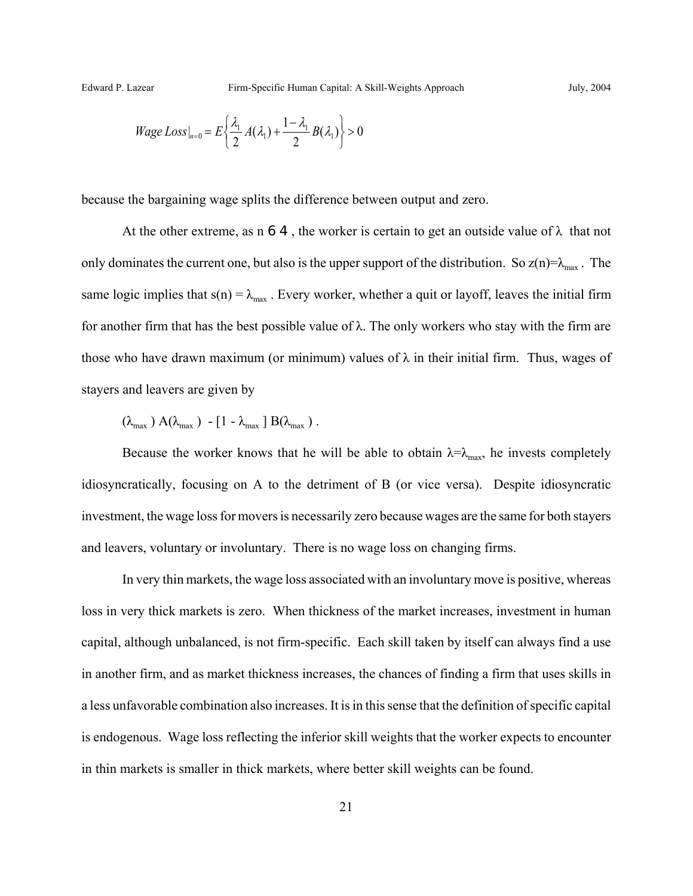$$Wage\ Loss|_{n=0} = E\left\{\frac{\lambda_1}{2}A(\lambda_1) + \frac{1-\lambda_1}{2}B(\lambda_1)\right\} > 0$$

because the bargaining wage splits the difference between output and zero.

At the other extreme, as $n \to \infty$, the worker is certain to get an outside value of $\lambda$ that not only dominates the current one, but also is the upper support of the distribution. So $z(n)=\lambda_{max}$. The same logic implies that $s(n) = \lambda_{max}$. Every worker, whether a quit or layoff, leaves the initial firm for another firm that has the best possible value of $\lambda$. The only workers who stay with the firm are those who have drawn maximum (or minimum) values of $\lambda$ in their initial firm. Thus, wages of stayers and leavers are given by

$(\lambda_{max}) A(\lambda_{max}) - [1 - \lambda_{max}] B(\lambda_{max})$ .

Because the worker knows that he will be able to obtain $\lambda=\lambda_{max}$, he invests completely idiosyncratically, focusing on A to the detriment of B (or vice versa). Despite idiosyncratic investment, the wage loss for movers is necessarily zero because wages are the same for both stayers and leavers, voluntary or involuntary. There is no wage loss on changing firms.

In very thin markets, the wage loss associated with an involuntary move is positive, whereas loss in very thick markets is zero. When thickness of the market increases, investment in human capital, although unbalanced, is not firm-specific. Each skill taken by itself can always find a use in another firm, and as market thickness increases, the chances of finding a firm that uses skills in a less unfavorable combination also increases. It is in this sense that the definition of specific capital is endogenous. Wage loss reflecting the inferior skill weights that the worker expects to encounter in thin markets is smaller in thick markets, where better skill weights can be found.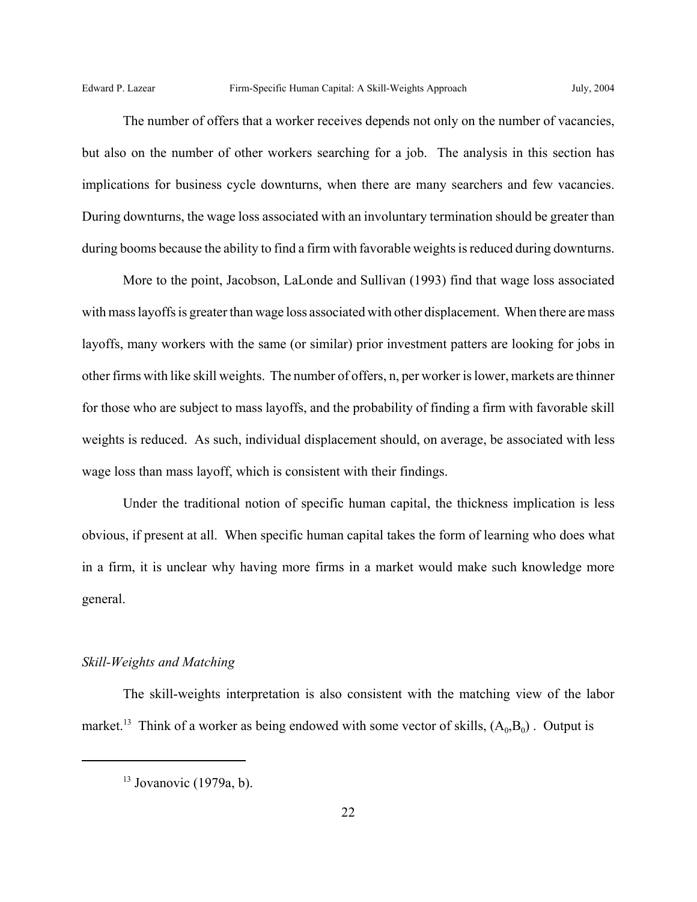The number of offers that a worker receives depends not only on the number of vacancies, but also on the number of other workers searching for a job. The analysis in this section has implications for business cycle downturns, when there are many searchers and few vacancies. During downturns, the wage loss associated with an involuntary termination should be greater than during booms because the ability to find a firm with favorable weights is reduced during downturns.

More to the point, Jacobson, LaLonde and Sullivan (1993) find that wage loss associated with mass layoffs is greater than wage loss associated with other displacement. When there are mass layoffs, many workers with the same (or similar) prior investment patters are looking for jobs in other firms with like skill weights. The number of offers, n, per worker is lower, markets are thinner for those who are subject to mass layoffs, and the probability of finding a firm with favorable skill weights is reduced. As such, individual displacement should, on average, be associated with less wage loss than mass layoff, which is consistent with their findings.

Under the traditional notion of specific human capital, the thickness implication is less obvious, if present at all. When specific human capital takes the form of learning who does what in a firm, it is unclear why having more firms in a market would make such knowledge more general.

### *Skill-Weights and Matching*

The skill-weights interpretation is also consistent with the matching view of the labor market.[13] Think of a worker as being endowed with some vector of skills, $(A_0,B_0)$ . Output is

---

[13] Jovanovic (1979a, b).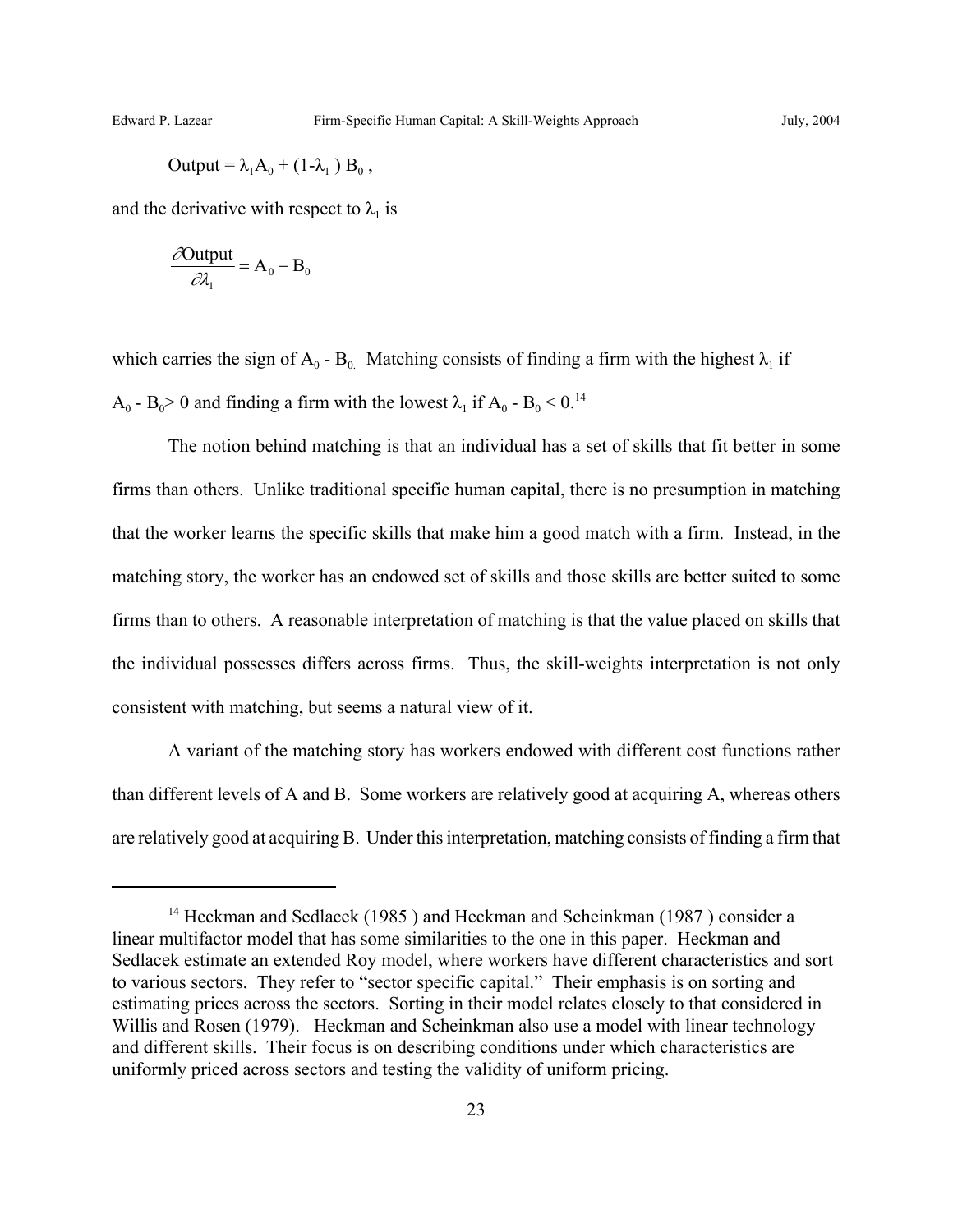$$\text{Output} = \lambda_1 A_0 + (1-\lambda_1)\, B_0\,,$$

and the derivative with respect to $\lambda_1$ is

$$\frac{\partial \text{Output}}{\partial \lambda_1} = A_0 - B_0$$

which carries the sign of $A_0 - B_0$. Matching consists of finding a firm with the highest $\lambda_1$ if $A_0 - B_0 > 0$ and finding a firm with the lowest $\lambda_1$ if $A_0 - B_0 < 0$.[14]

The notion behind matching is that an individual has a set of skills that fit better in some firms than others. Unlike traditional specific human capital, there is no presumption in matching that the worker learns the specific skills that make him a good match with a firm. Instead, in the matching story, the worker has an endowed set of skills and those skills are better suited to some firms than to others. A reasonable interpretation of matching is that the value placed on skills that the individual possesses differs across firms. Thus, the skill-weights interpretation is not only consistent with matching, but seems a natural view of it.

A variant of the matching story has workers endowed with different cost functions rather than different levels of A and B. Some workers are relatively good at acquiring A, whereas others are relatively good at acquiring B. Under this interpretation, matching consists of finding a firm that

---

[14] Heckman and Sedlacek (1985 ) and Heckman and Scheinkman (1987 ) consider a linear multifactor model that has some similarities to the one in this paper. Heckman and Sedlacek estimate an extended Roy model, where workers have different characteristics and sort to various sectors. They refer to "sector specific capital." Their emphasis is on sorting and estimating prices across the sectors. Sorting in their model relates closely to that considered in Willis and Rosen (1979). Heckman and Scheinkman also use a model with linear technology and different skills. Their focus is on describing conditions under which characteristics are uniformly priced across sectors and testing the validity of uniform pricing.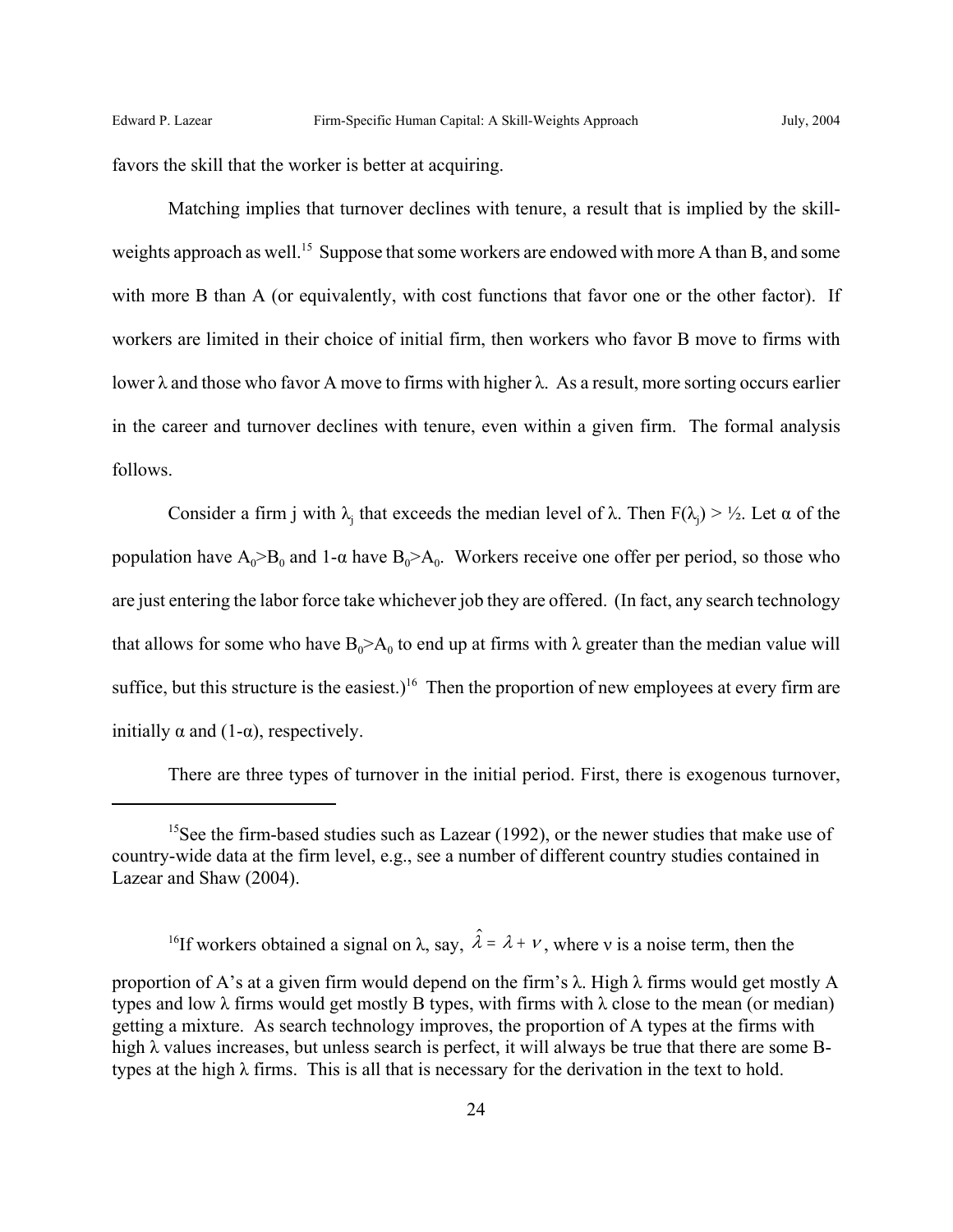favors the skill that the worker is better at acquiring.

Matching implies that turnover declines with tenure, a result that is implied by the skill-weights approach as well.[15] Suppose that some workers are endowed with more A than B, and some with more B than A (or equivalently, with cost functions that favor one or the other factor). If workers are limited in their choice of initial firm, then workers who favor B move to firms with lower $\lambda$ and those who favor A move to firms with higher $\lambda$. As a result, more sorting occurs earlier in the career and turnover declines with tenure, even within a given firm. The formal analysis follows.

Consider a firm j with $\lambda_j$ that exceeds the median level of $\lambda$. Then $F(\lambda_j) > ½$. Let $\alpha$ of the population have $A_0 > B_0$ and $1-\alpha$ have $B_0 > A_0$. Workers receive one offer per period, so those who are just entering the labor force take whichever job they are offered. (In fact, any search technology that allows for some who have $B_0 > A_0$ to end up at firms with $\lambda$ greater than the median value will suffice, but this structure is the easiest.)[16] Then the proportion of new employees at every firm are initially $\alpha$ and $(1-\alpha)$, respectively.

There are three types of turnover in the initial period. First, there is exogenous turnover,

---

[15] See the firm-based studies such as Lazear (1992), or the newer studies that make use of country-wide data at the firm level, e.g., see a number of different country studies contained in Lazear and Shaw (2004).

[16] If workers obtained a signal on $\lambda$, say, $\hat{\lambda} = \lambda + \nu$, where $\nu$ is a noise term, then the proportion of A's at a given firm would depend on the firm's $\lambda$. High $\lambda$ firms would get mostly A types and low $\lambda$ firms would get mostly B types, with firms with $\lambda$ close to the mean (or median) getting a mixture. As search technology improves, the proportion of A types at the firms with high $\lambda$ values increases, but unless search is perfect, it will always be true that there are some B-types at the high $\lambda$ firms. This is all that is necessary for the derivation in the text to hold.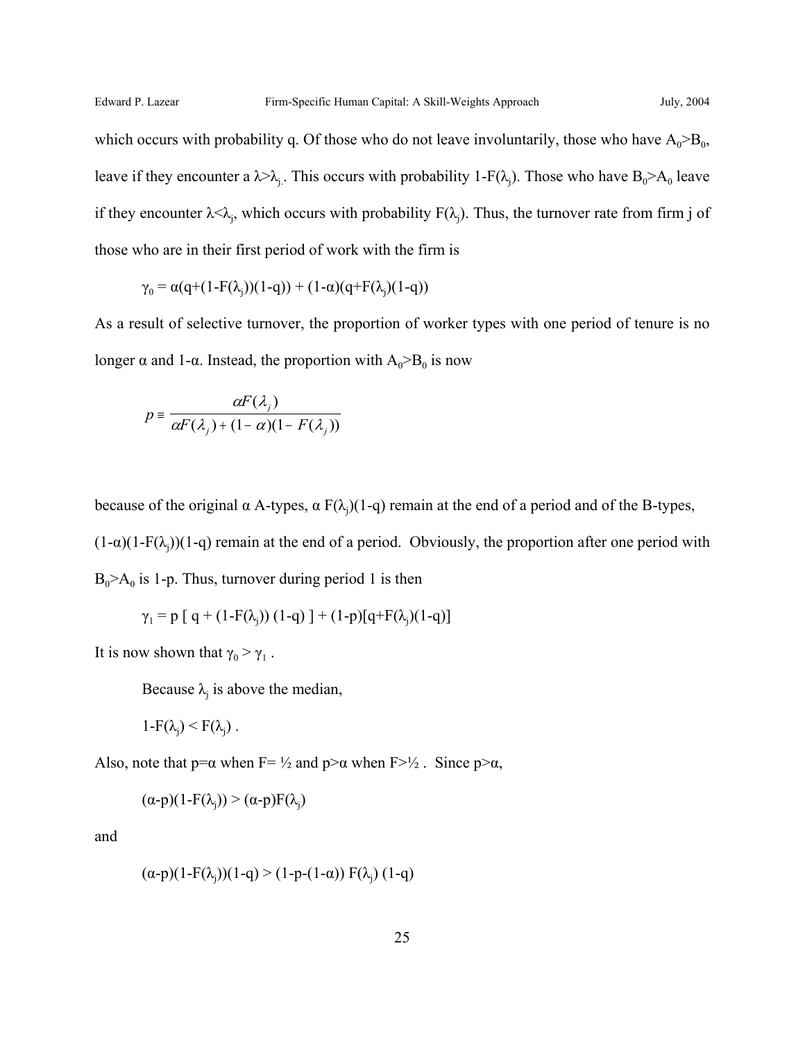which occurs with probability q. Of those who do not leave involuntarily, those who have $A_0 > B_0$, leave if they encounter a $\lambda > \lambda_j$. This occurs with probability $1-F(\lambda_j)$. Those who have $B_0 > A_0$ leave if they encounter $\lambda < \lambda_j$, which occurs with probability $F(\lambda_j)$. Thus, the turnover rate from firm j of those who are in their first period of work with the firm is

$$\gamma_0 = \alpha(q+(1-F(\lambda_j))(1-q)) + (1-\alpha)(q+F(\lambda_j)(1-q))$$

As a result of selective turnover, the proportion of worker types with one period of tenure is no longer $\alpha$ and $1-\alpha$. Instead, the proportion with $A_0 > B_0$ is now

$$p \equiv \frac{\alpha F(\lambda_j)}{\alpha F(\lambda_j) + (1-\alpha)(1-F(\lambda_j))}$$

because of the original $\alpha$ A-types, $\alpha F(\lambda_j)(1-q)$ remain at the end of a period and of the B-types, $(1-\alpha)(1-F(\lambda_j))(1-q)$ remain at the end of a period. Obviously, the proportion after one period with $B_0 > A_0$ is $1-p$. Thus, turnover during period 1 is then

$$\gamma_1 = p\,[\,q + (1-F(\lambda_j))\,(1-q)\,] + (1-p)[q+F(\lambda_j)(1-q)]$$

It is now shown that $\gamma_0 > \gamma_1$.

Because $\lambda_j$ is above the median,

$$1-F(\lambda_j) < F(\lambda_j)\,.$$

Also, note that $p=\alpha$ when $F=½$ and $p>\alpha$ when $F>½$. Since $p>\alpha$,

$$(\alpha-p)(1-F(\lambda_j)) > (\alpha-p)F(\lambda_j)$$

and

$$(\alpha-p)(1-F(\lambda_j))(1-q) > (1-p-(1-\alpha))\,F(\lambda_j)\,(1-q)$$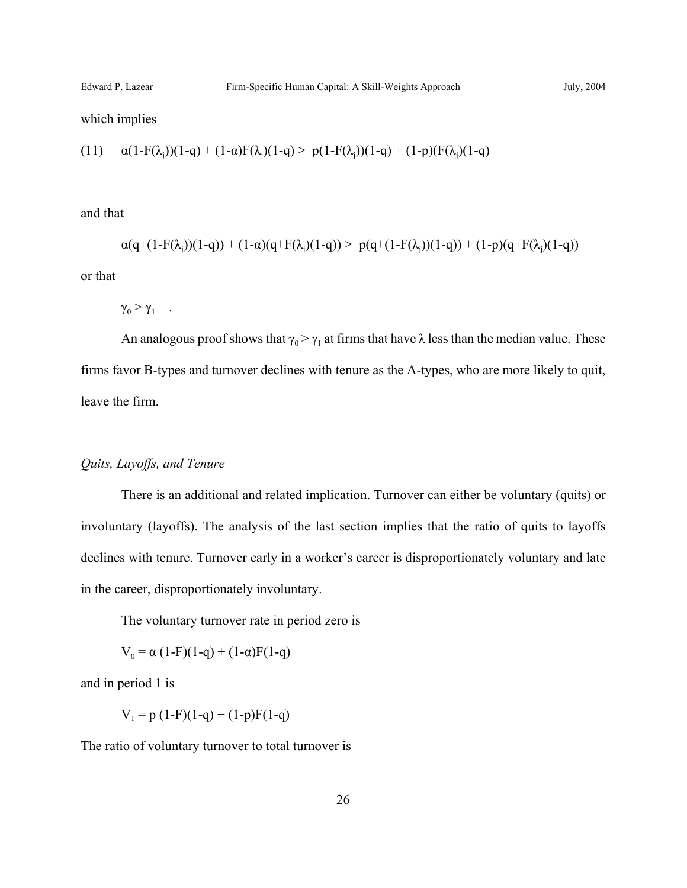which implies

$$(11) \quad \alpha(1\text{-}F(\lambda_j))(1\text{-}q) + (1\text{-}\alpha)F(\lambda_j)(1\text{-}q) > p(1\text{-}F(\lambda_j))(1\text{-}q) + (1\text{-}p)(F(\lambda_j)(1\text{-}q)$$

and that

$$\alpha(q+(1\text{-}F(\lambda_j))(1\text{-}q)) + (1\text{-}\alpha)(q+F(\lambda_j)(1\text{-}q)) > p(q+(1\text{-}F(\lambda_j))(1\text{-}q)) + (1\text{-}p)(q+F(\lambda_j)(1\text{-}q))$$

or that

$$\gamma_0 > \gamma_1 \quad .$$

An analogous proof shows that $\gamma_0 > \gamma_1$ at firms that have $\lambda$ less than the median value. These firms favor B-types and turnover declines with tenure as the A-types, who are more likely to quit, leave the firm.

*Quits, Layoffs, and Tenure*

There is an additional and related implication. Turnover can either be voluntary (quits) or involuntary (layoffs). The analysis of the last section implies that the ratio of quits to layoffs declines with tenure. Turnover early in a worker's career is disproportionately voluntary and late in the career, disproportionately involuntary.

The voluntary turnover rate in period zero is

$$V_0 = \alpha\,(1\text{-}F)(1\text{-}q) + (1\text{-}\alpha)F(1\text{-}q)$$

and in period 1 is

$$V_1 = p\,(1\text{-}F)(1\text{-}q) + (1\text{-}p)F(1\text{-}q)$$

The ratio of voluntary turnover to total turnover is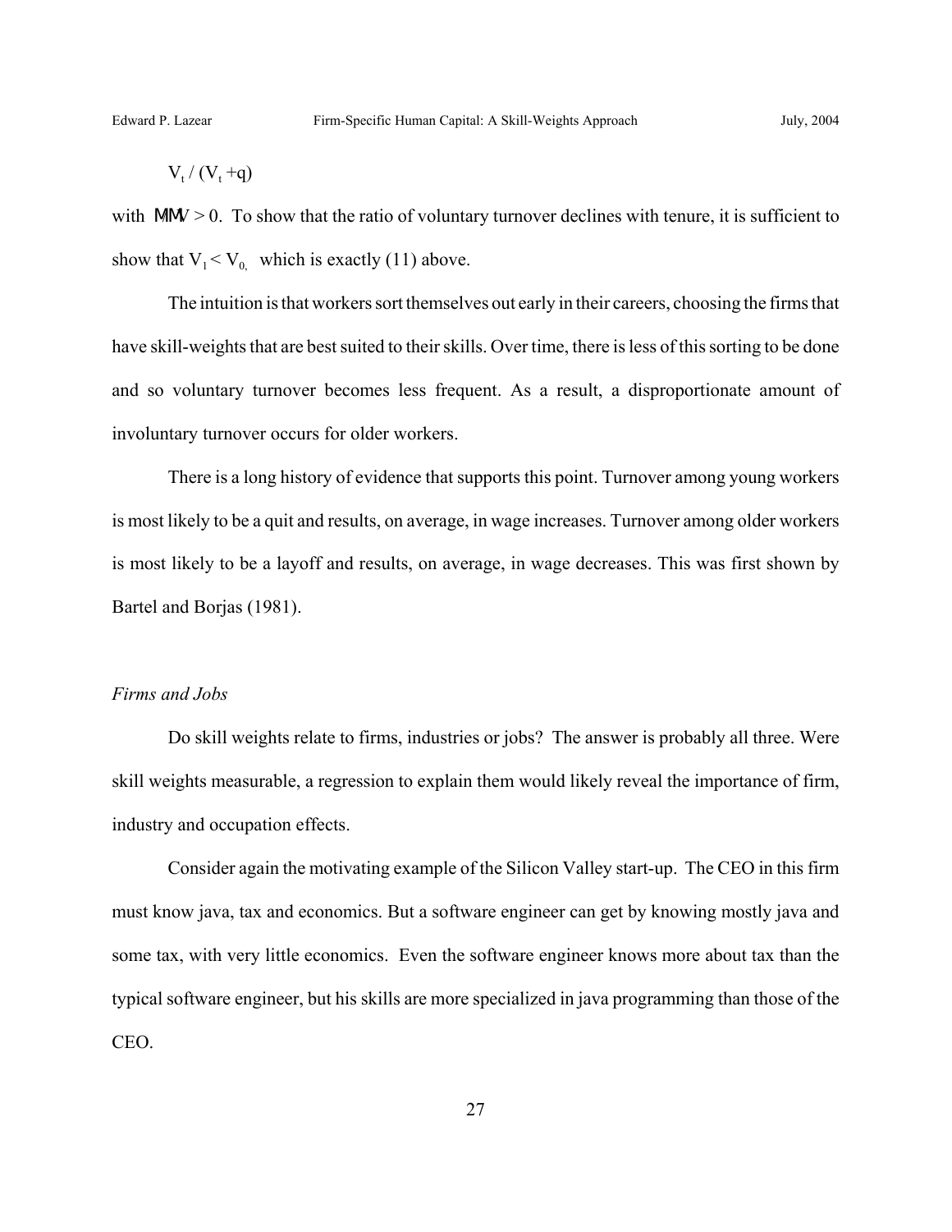$$V_t / (V_t + q)$$

with $\partial/\partial V > 0$. To show that the ratio of voluntary turnover declines with tenure, it is sufficient to show that $V_1 < V_0$, which is exactly (11) above.

The intuition is that workers sort themselves out early in their careers, choosing the firms that have skill-weights that are best suited to their skills. Over time, there is less of this sorting to be done and so voluntary turnover becomes less frequent. As a result, a disproportionate amount of involuntary turnover occurs for older workers.

There is a long history of evidence that supports this point. Turnover among young workers is most likely to be a quit and results, on average, in wage increases. Turnover among older workers is most likely to be a layoff and results, on average, in wage decreases. This was first shown by Bartel and Borjas (1981).

*Firms and Jobs*

Do skill weights relate to firms, industries or jobs? The answer is probably all three. Were skill weights measurable, a regression to explain them would likely reveal the importance of firm, industry and occupation effects.

Consider again the motivating example of the Silicon Valley start-up. The CEO in this firm must know java, tax and economics. But a software engineer can get by knowing mostly java and some tax, with very little economics. Even the software engineer knows more about tax than the typical software engineer, but his skills are more specialized in java programming than those of the CEO.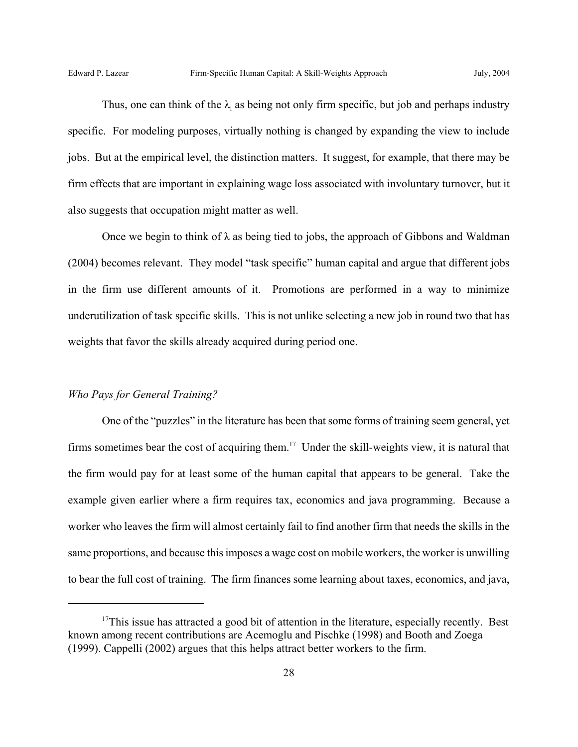Thus, one can think of the $\lambda_i$ as being not only firm specific, but job and perhaps industry specific. For modeling purposes, virtually nothing is changed by expanding the view to include jobs. But at the empirical level, the distinction matters. It suggest, for example, that there may be firm effects that are important in explaining wage loss associated with involuntary turnover, but it also suggests that occupation might matter as well.

Once we begin to think of $\lambda$ as being tied to jobs, the approach of Gibbons and Waldman (2004) becomes relevant. They model "task specific" human capital and argue that different jobs in the firm use different amounts of it. Promotions are performed in a way to minimize underutilization of task specific skills. This is not unlike selecting a new job in round two that has weights that favor the skills already acquired during period one.

*Who Pays for General Training?*

One of the "puzzles" in the literature has been that some forms of training seem general, yet firms sometimes bear the cost of acquiring them.[17] Under the skill-weights view, it is natural that the firm would pay for at least some of the human capital that appears to be general. Take the example given earlier where a firm requires tax, economics and java programming. Because a worker who leaves the firm will almost certainly fail to find another firm that needs the skills in the same proportions, and because this imposes a wage cost on mobile workers, the worker is unwilling to bear the full cost of training. The firm finances some learning about taxes, economics, and java,

[17] This issue has attracted a good bit of attention in the literature, especially recently. Best known among recent contributions are Acemoglu and Pischke (1998) and Booth and Zoega (1999). Cappelli (2002) argues that this helps attract better workers to the firm.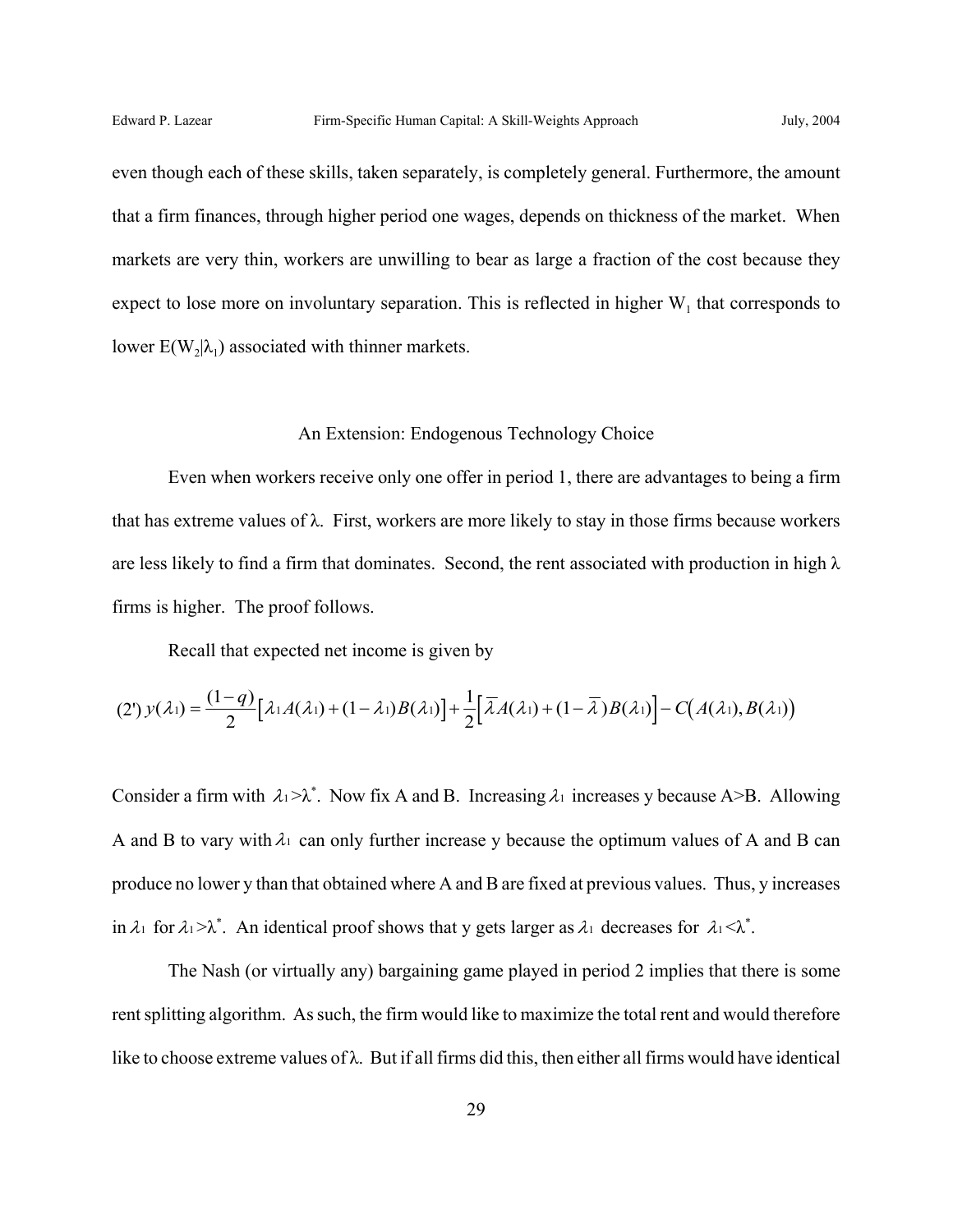even though each of these skills, taken separately, is completely general. Furthermore, the amount that a firm finances, through higher period one wages, depends on thickness of the market. When markets are very thin, workers are unwilling to bear as large a fraction of the cost because they expect to lose more on involuntary separation. This is reflected in higher $W_1$ that corresponds to lower $E(W_2|\lambda_1)$ associated with thinner markets.

## An Extension: Endogenous Technology Choice

Even when workers receive only one offer in period 1, there are advantages to being a firm that has extreme values of λ. First, workers are more likely to stay in those firms because workers are less likely to find a firm that dominates. Second, the rent associated with production in high λ firms is higher. The proof follows.

Recall that expected net income is given by

$$(2')\; y(\lambda_1) = \frac{(1-q)}{2}\left[\lambda_1 A(\lambda_1) + (1-\lambda_1)B(\lambda_1)\right] + \frac{1}{2}\left[\overline{\lambda}A(\lambda_1) + (1-\overline{\lambda})B(\lambda_1)\right] - C\big(A(\lambda_1), B(\lambda_1)\big)$$

Consider a firm with $\lambda_1 > \lambda^*$. Now fix A and B. Increasing $\lambda_1$ increases y because A>B. Allowing A and B to vary with $\lambda_1$ can only further increase y because the optimum values of A and B can produce no lower y than that obtained where A and B are fixed at previous values. Thus, y increases in $\lambda_1$ for $\lambda_1 > \lambda^*$. An identical proof shows that y gets larger as $\lambda_1$ decreases for $\lambda_1 < \lambda^*$.

The Nash (or virtually any) bargaining game played in period 2 implies that there is some rent splitting algorithm. As such, the firm would like to maximize the total rent and would therefore like to choose extreme values of λ. But if all firms did this, then either all firms would have identical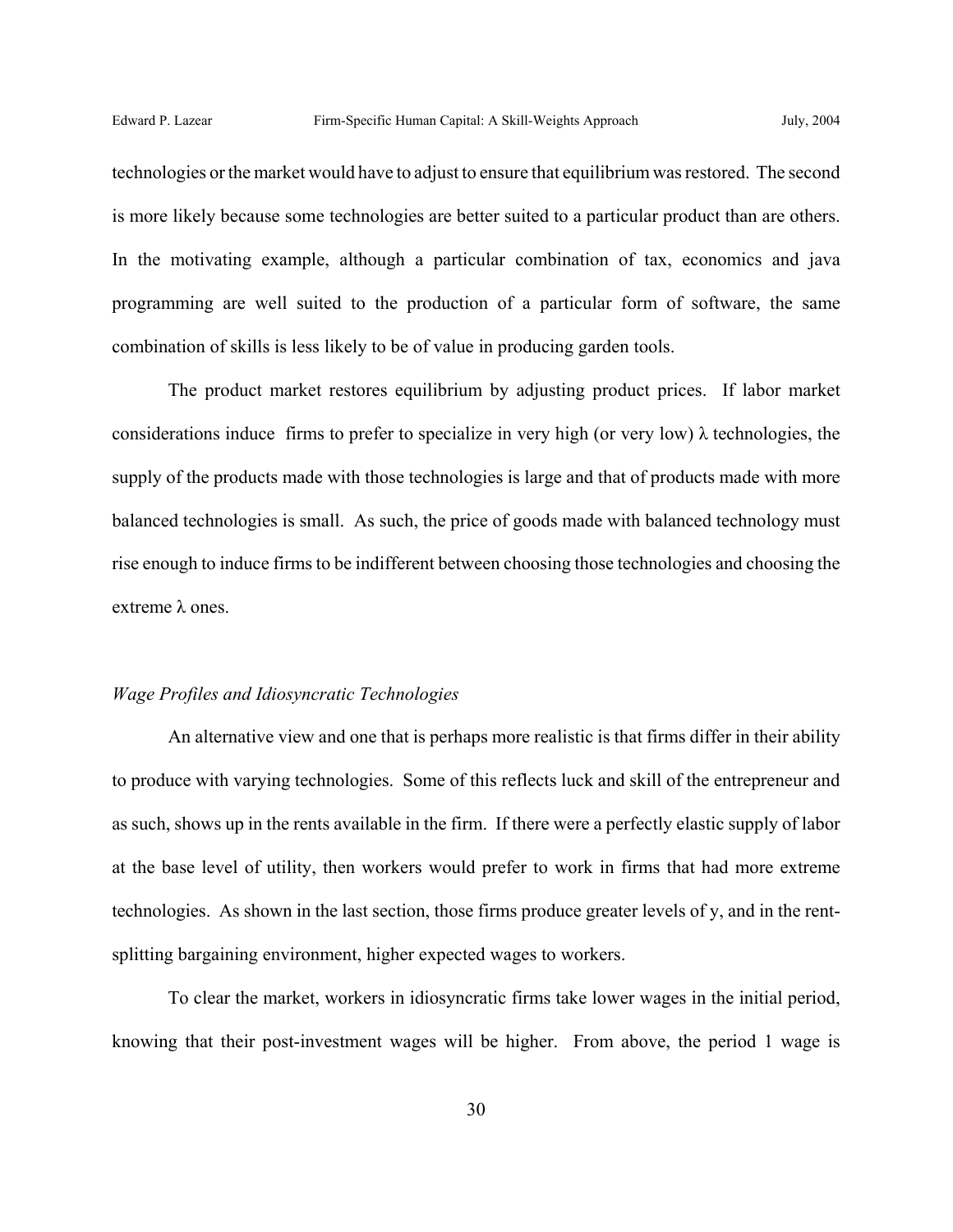technologies or the market would have to adjust to ensure that equilibrium was restored. The second is more likely because some technologies are better suited to a particular product than are others. In the motivating example, although a particular combination of tax, economics and java programming are well suited to the production of a particular form of software, the same combination of skills is less likely to be of value in producing garden tools.

The product market restores equilibrium by adjusting product prices. If labor market considerations induce firms to prefer to specialize in very high (or very low) $\lambda$ technologies, the supply of the products made with those technologies is large and that of products made with more balanced technologies is small. As such, the price of goods made with balanced technology must rise enough to induce firms to be indifferent between choosing those technologies and choosing the extreme $\lambda$ ones.

*Wage Profiles and Idiosyncratic Technologies*

An alternative view and one that is perhaps more realistic is that firms differ in their ability to produce with varying technologies. Some of this reflects luck and skill of the entrepreneur and as such, shows up in the rents available in the firm. If there were a perfectly elastic supply of labor at the base level of utility, then workers would prefer to work in firms that had more extreme technologies. As shown in the last section, those firms produce greater levels of y, and in the rent-splitting bargaining environment, higher expected wages to workers.

To clear the market, workers in idiosyncratic firms take lower wages in the initial period, knowing that their post-investment wages will be higher. From above, the period 1 wage is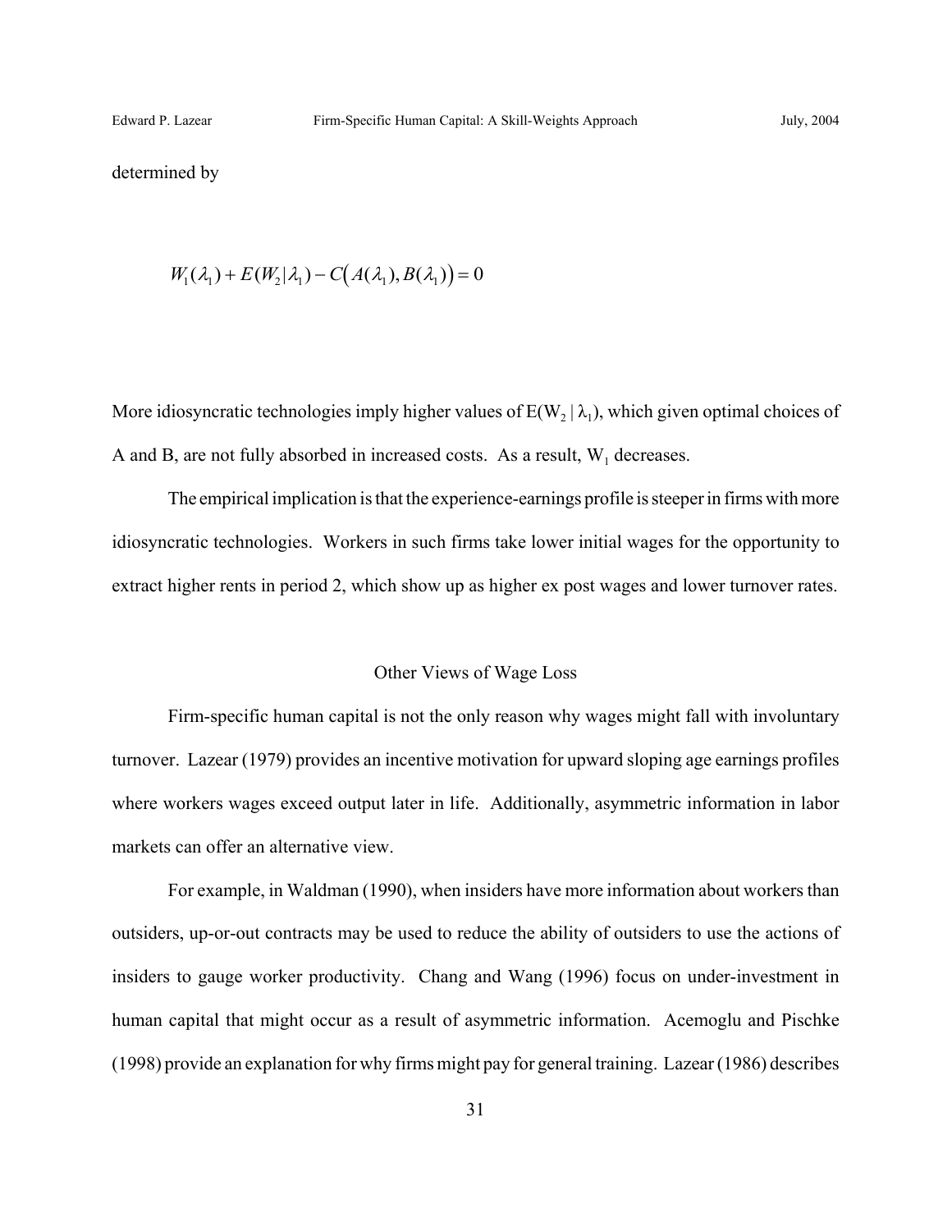determined by

$$W_1(\lambda_1) + E(W_2|\lambda_1) - C\big(A(\lambda_1), B(\lambda_1)\big) = 0$$

More idiosyncratic technologies imply higher values of $E(W_2 | \lambda_1)$, which given optimal choices of A and B, are not fully absorbed in increased costs. As a result, $W_1$ decreases.

The empirical implication is that the experience-earnings profile is steeper in firms with more idiosyncratic technologies. Workers in such firms take lower initial wages for the opportunity to extract higher rents in period 2, which show up as higher ex post wages and lower turnover rates.

## Other Views of Wage Loss

Firm-specific human capital is not the only reason why wages might fall with involuntary turnover. Lazear (1979) provides an incentive motivation for upward sloping age earnings profiles where workers wages exceed output later in life. Additionally, asymmetric information in labor markets can offer an alternative view.

For example, in Waldman (1990), when insiders have more information about workers than outsiders, up-or-out contracts may be used to reduce the ability of outsiders to use the actions of insiders to gauge worker productivity. Chang and Wang (1996) focus on under-investment in human capital that might occur as a result of asymmetric information. Acemoglu and Pischke (1998) provide an explanation for why firms might pay for general training. Lazear (1986) describes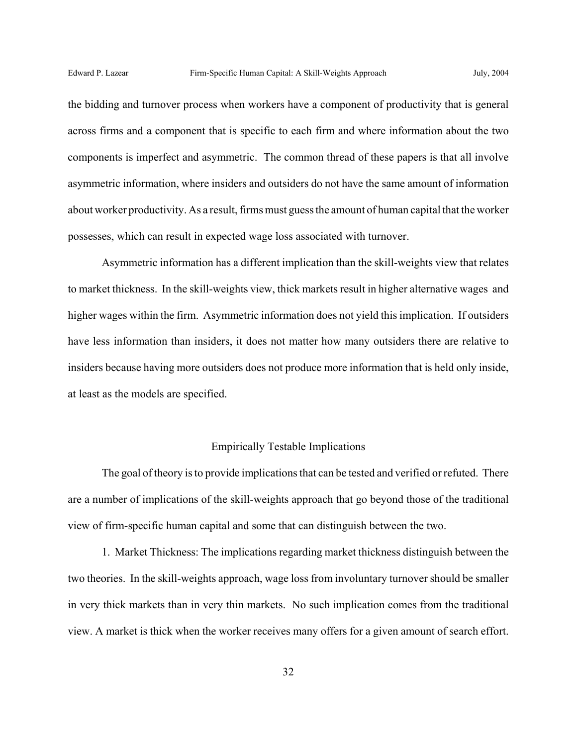the bidding and turnover process when workers have a component of productivity that is general across firms and a component that is specific to each firm and where information about the two components is imperfect and asymmetric. The common thread of these papers is that all involve asymmetric information, where insiders and outsiders do not have the same amount of information about worker productivity. As a result, firms must guess the amount of human capital that the worker possesses, which can result in expected wage loss associated with turnover.

Asymmetric information has a different implication than the skill-weights view that relates to market thickness. In the skill-weights view, thick markets result in higher alternative wages and higher wages within the firm. Asymmetric information does not yield this implication. If outsiders have less information than insiders, it does not matter how many outsiders there are relative to insiders because having more outsiders does not produce more information that is held only inside, at least as the models are specified.

## Empirically Testable Implications

The goal of theory is to provide implications that can be tested and verified or refuted. There are a number of implications of the skill-weights approach that go beyond those of the traditional view of firm-specific human capital and some that can distinguish between the two.

1. Market Thickness: The implications regarding market thickness distinguish between the two theories. In the skill-weights approach, wage loss from involuntary turnover should be smaller in very thick markets than in very thin markets. No such implication comes from the traditional view. A market is thick when the worker receives many offers for a given amount of search effort.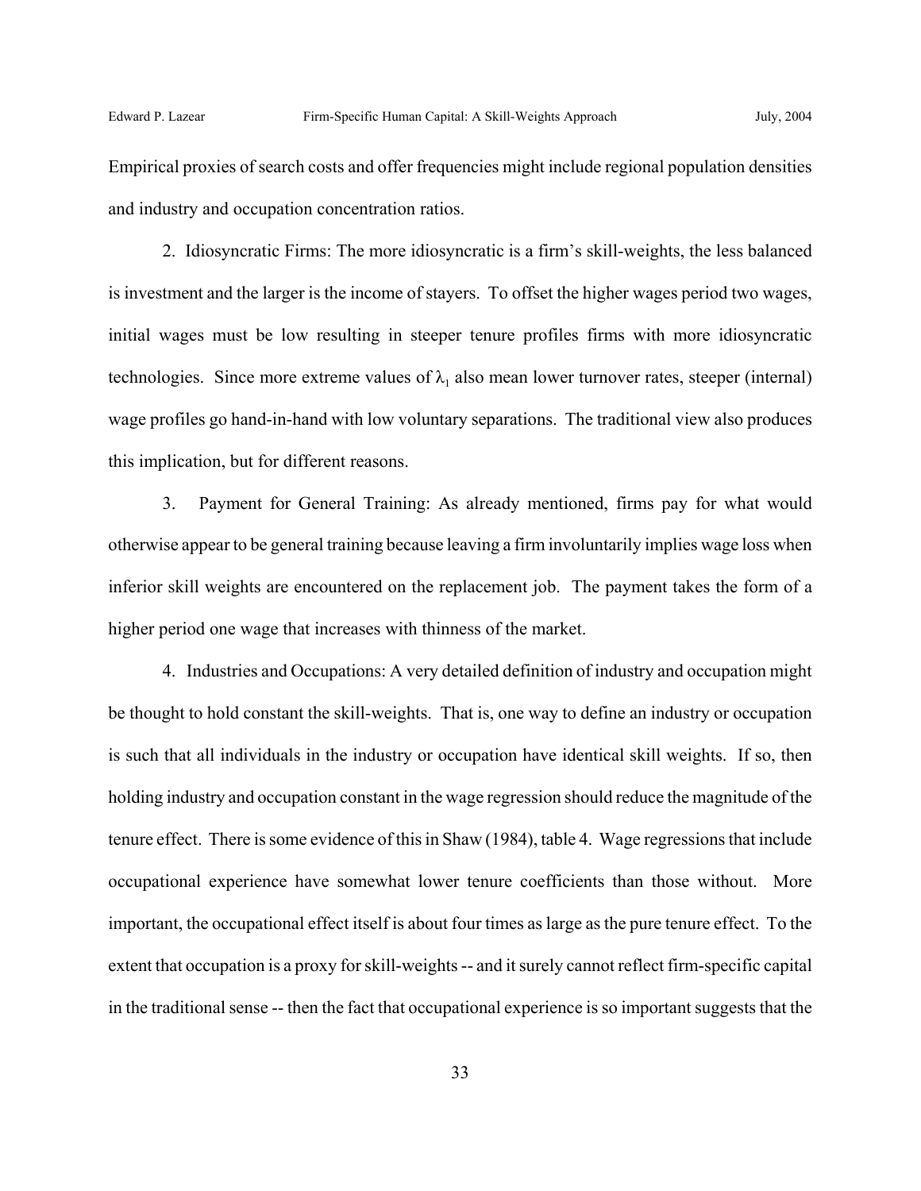Empirical proxies of search costs and offer frequencies might include regional population densities and industry and occupation concentration ratios.

2. Idiosyncratic Firms: The more idiosyncratic is a firm's skill-weights, the less balanced is investment and the larger is the income of stayers. To offset the higher wages period two wages, initial wages must be low resulting in steeper tenure profiles firms with more idiosyncratic technologies. Since more extreme values of $\lambda_1$ also mean lower turnover rates, steeper (internal) wage profiles go hand-in-hand with low voluntary separations. The traditional view also produces this implication, but for different reasons.

3. Payment for General Training: As already mentioned, firms pay for what would otherwise appear to be general training because leaving a firm involuntarily implies wage loss when inferior skill weights are encountered on the replacement job. The payment takes the form of a higher period one wage that increases with thinness of the market.

4. Industries and Occupations: A very detailed definition of industry and occupation might be thought to hold constant the skill-weights. That is, one way to define an industry or occupation is such that all individuals in the industry or occupation have identical skill weights. If so, then holding industry and occupation constant in the wage regression should reduce the magnitude of the tenure effect. There is some evidence of this in Shaw (1984), table 4. Wage regressions that include occupational experience have somewhat lower tenure coefficients than those without. More important, the occupational effect itself is about four times as large as the pure tenure effect. To the extent that occupation is a proxy for skill-weights -- and it surely cannot reflect firm-specific capital in the traditional sense -- then the fact that occupational experience is so important suggests that the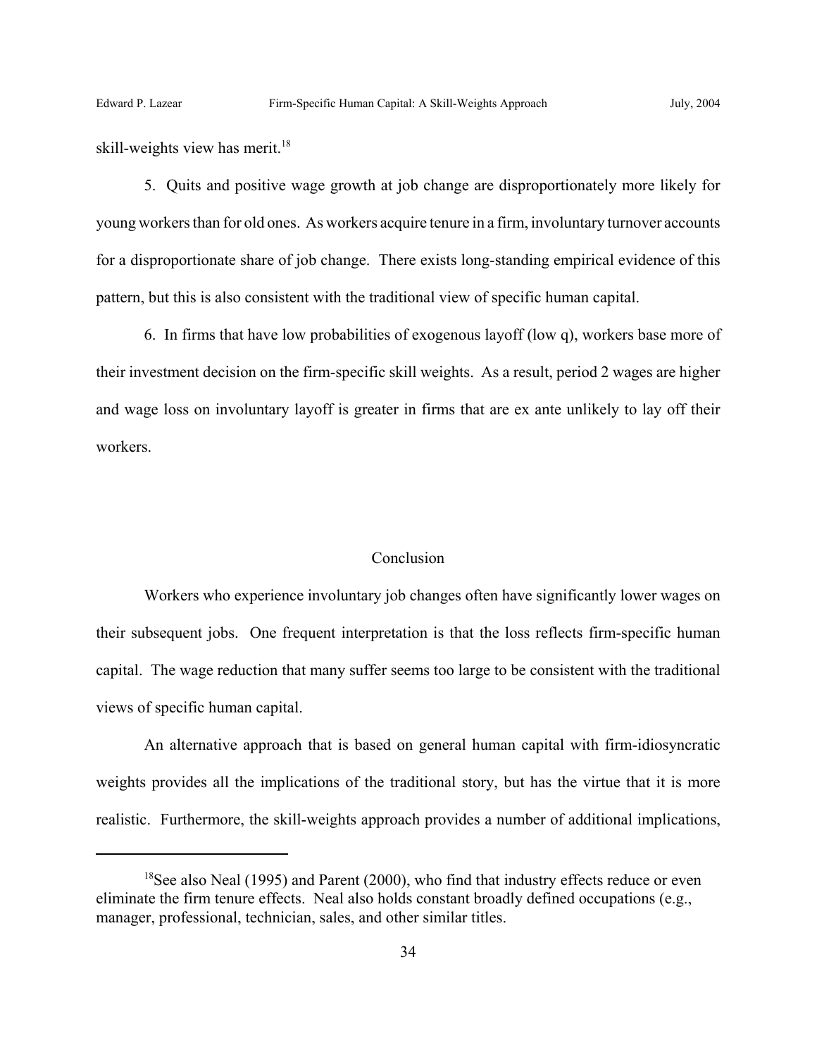skill-weights view has merit.[18]

5. Quits and positive wage growth at job change are disproportionately more likely for young workers than for old ones. As workers acquire tenure in a firm, involuntary turnover accounts for a disproportionate share of job change. There exists long-standing empirical evidence of this pattern, but this is also consistent with the traditional view of specific human capital.

6. In firms that have low probabilities of exogenous layoff (low q), workers base more of their investment decision on the firm-specific skill weights. As a result, period 2 wages are higher and wage loss on involuntary layoff is greater in firms that are ex ante unlikely to lay off their workers.

## Conclusion

Workers who experience involuntary job changes often have significantly lower wages on their subsequent jobs. One frequent interpretation is that the loss reflects firm-specific human capital. The wage reduction that many suffer seems too large to be consistent with the traditional views of specific human capital.

An alternative approach that is based on general human capital with firm-idiosyncratic weights provides all the implications of the traditional story, but has the virtue that it is more realistic. Furthermore, the skill-weights approach provides a number of additional implications,

[18] See also Neal (1995) and Parent (2000), who find that industry effects reduce or even eliminate the firm tenure effects. Neal also holds constant broadly defined occupations (e.g., manager, professional, technician, sales, and other similar titles.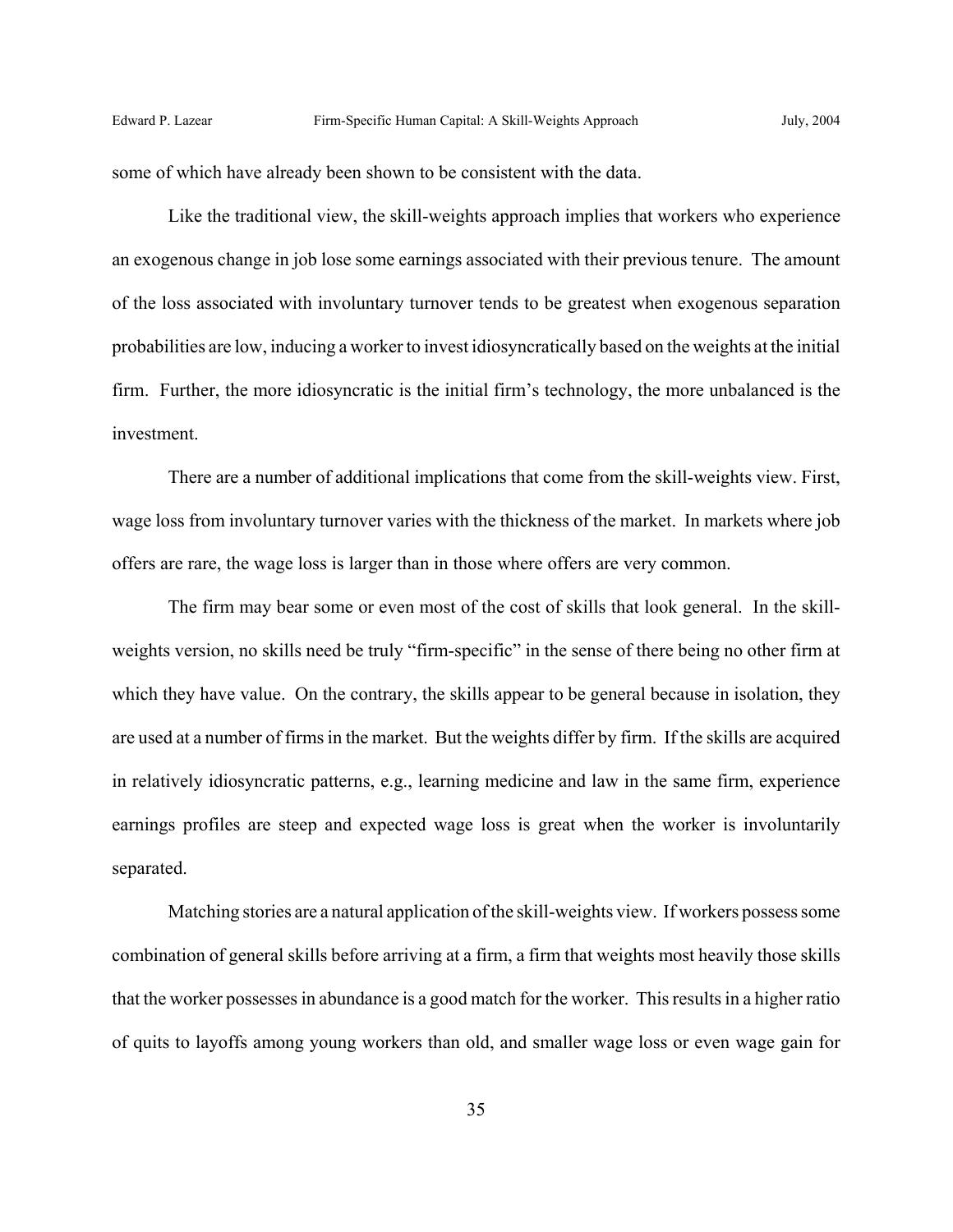some of which have already been shown to be consistent with the data.

Like the traditional view, the skill-weights approach implies that workers who experience an exogenous change in job lose some earnings associated with their previous tenure. The amount of the loss associated with involuntary turnover tends to be greatest when exogenous separation probabilities are low, inducing a worker to invest idiosyncratically based on the weights at the initial firm. Further, the more idiosyncratic is the initial firm's technology, the more unbalanced is the investment.

There are a number of additional implications that come from the skill-weights view. First, wage loss from involuntary turnover varies with the thickness of the market. In markets where job offers are rare, the wage loss is larger than in those where offers are very common.

The firm may bear some or even most of the cost of skills that look general. In the skill-weights version, no skills need be truly "firm-specific" in the sense of there being no other firm at which they have value. On the contrary, the skills appear to be general because in isolation, they are used at a number of firms in the market. But the weights differ by firm. If the skills are acquired in relatively idiosyncratic patterns, e.g., learning medicine and law in the same firm, experience earnings profiles are steep and expected wage loss is great when the worker is involuntarily separated.

Matching stories are a natural application of the skill-weights view. If workers possess some combination of general skills before arriving at a firm, a firm that weights most heavily those skills that the worker possesses in abundance is a good match for the worker. This results in a higher ratio of quits to layoffs among young workers than old, and smaller wage loss or even wage gain for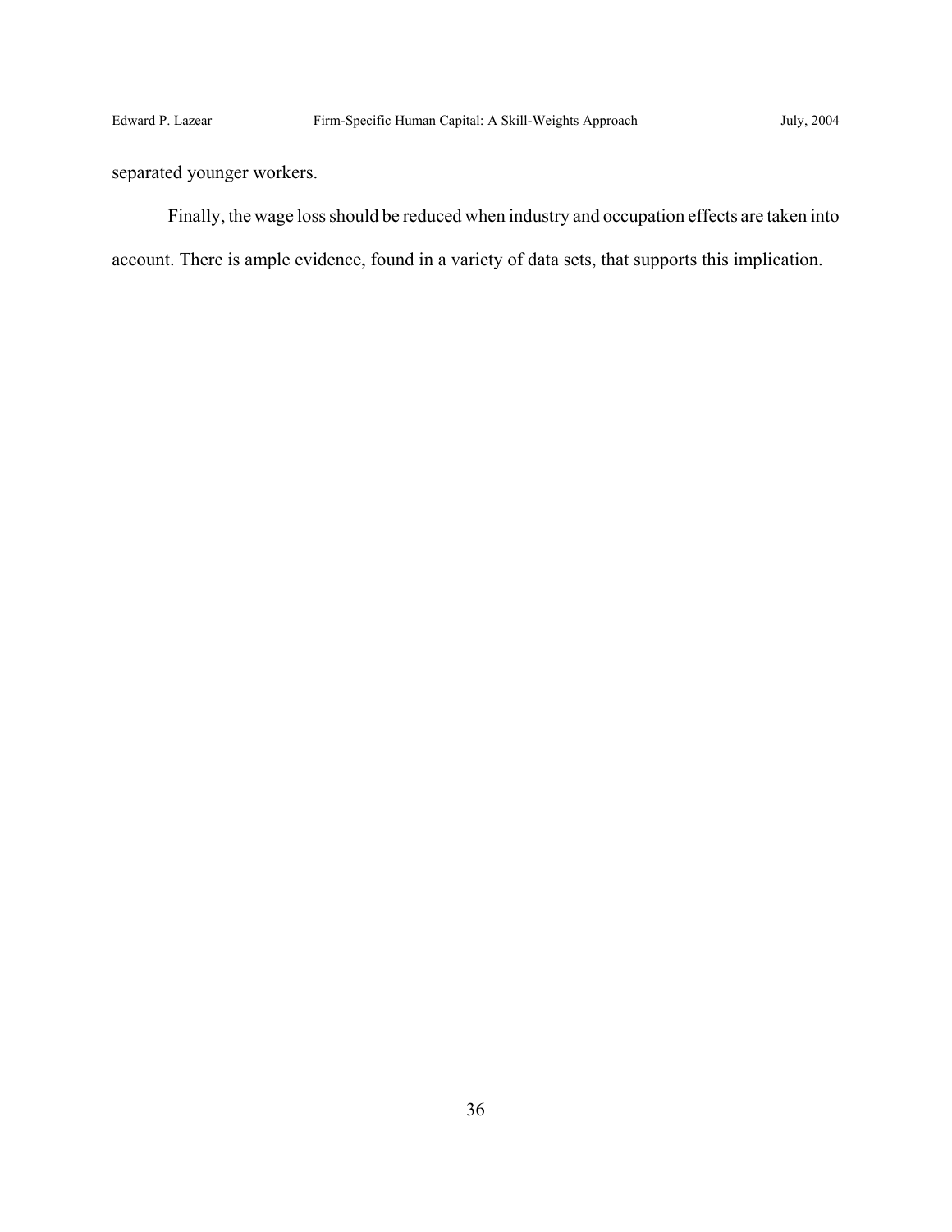separated younger workers.

Finally, the wage loss should be reduced when industry and occupation effects are taken into account. There is ample evidence, found in a variety of data sets, that supports this implication.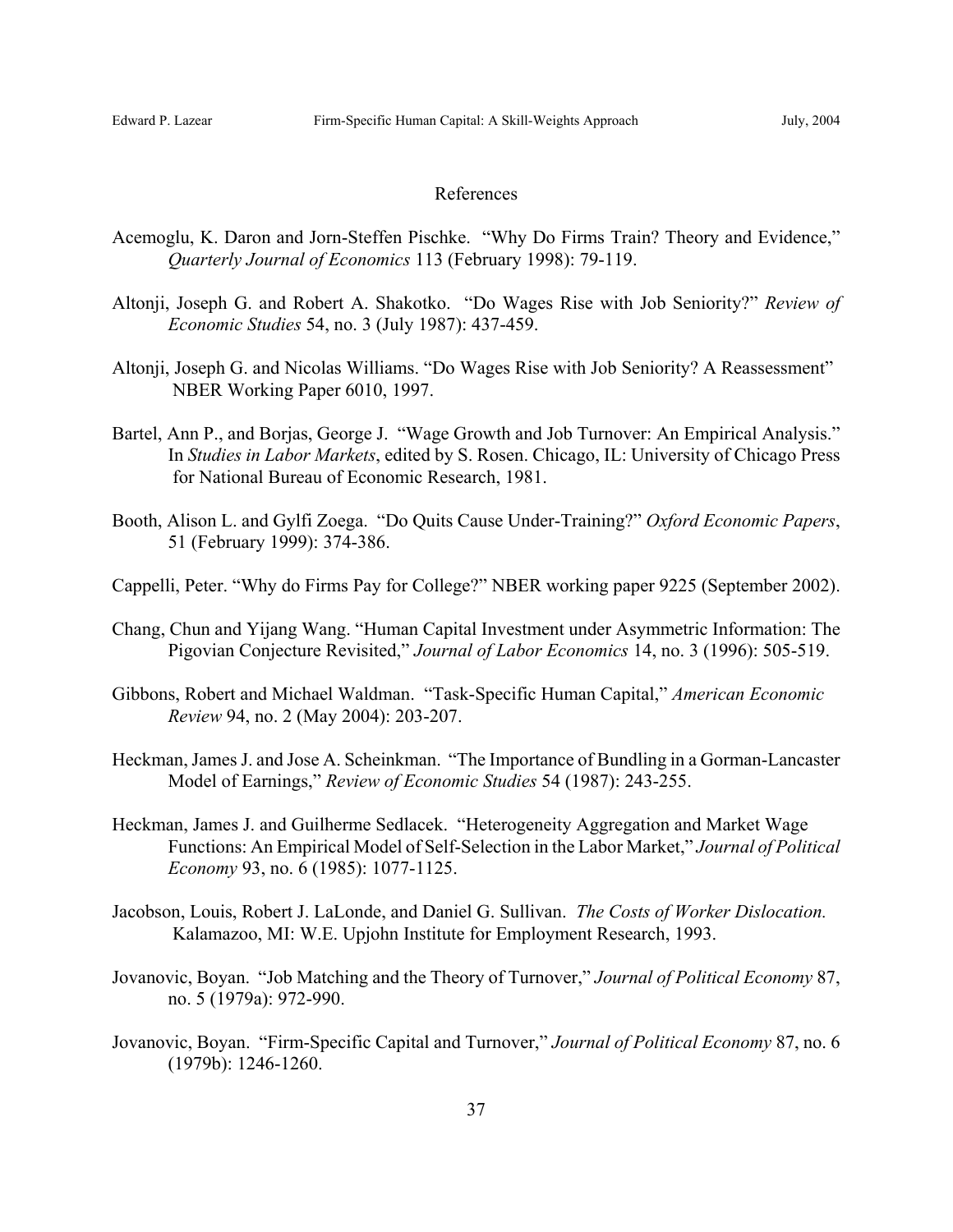## References

Acemoglu, K. Daron and Jorn-Steffen Pischke. "Why Do Firms Train? Theory and Evidence," *Quarterly Journal of Economics* 113 (February 1998): 79-119.

Altonji, Joseph G. and Robert A. Shakotko. "Do Wages Rise with Job Seniority?" *Review of Economic Studies* 54, no. 3 (July 1987): 437-459.

Altonji, Joseph G. and Nicolas Williams. "Do Wages Rise with Job Seniority? A Reassessment" NBER Working Paper 6010, 1997.

Bartel, Ann P., and Borjas, George J. "Wage Growth and Job Turnover: An Empirical Analysis." In *Studies in Labor Markets*, edited by S. Rosen. Chicago, IL: University of Chicago Press for National Bureau of Economic Research, 1981.

Booth, Alison L. and Gylfi Zoega. "Do Quits Cause Under-Training?" *Oxford Economic Papers*, 51 (February 1999): 374-386.

Cappelli, Peter. "Why do Firms Pay for College?" NBER working paper 9225 (September 2002).

Chang, Chun and Yijang Wang. "Human Capital Investment under Asymmetric Information: The Pigovian Conjecture Revisited," *Journal of Labor Economics* 14, no. 3 (1996): 505-519.

Gibbons, Robert and Michael Waldman. "Task-Specific Human Capital," *American Economic Review* 94, no. 2 (May 2004): 203-207.

Heckman, James J. and Jose A. Scheinkman. "The Importance of Bundling in a Gorman-Lancaster Model of Earnings," *Review of Economic Studies* 54 (1987): 243-255.

Heckman, James J. and Guilherme Sedlacek. "Heterogeneity Aggregation and Market Wage Functions: An Empirical Model of Self-Selection in the Labor Market," *Journal of Political Economy* 93, no. 6 (1985): 1077-1125.

Jacobson, Louis, Robert J. LaLonde, and Daniel G. Sullivan. *The Costs of Worker Dislocation.* Kalamazoo, MI: W.E. Upjohn Institute for Employment Research, 1993.

Jovanovic, Boyan. "Job Matching and the Theory of Turnover," *Journal of Political Economy* 87, no. 5 (1979a): 972-990.

Jovanovic, Boyan. "Firm-Specific Capital and Turnover," *Journal of Political Economy* 87, no. 6 (1979b): 1246-1260.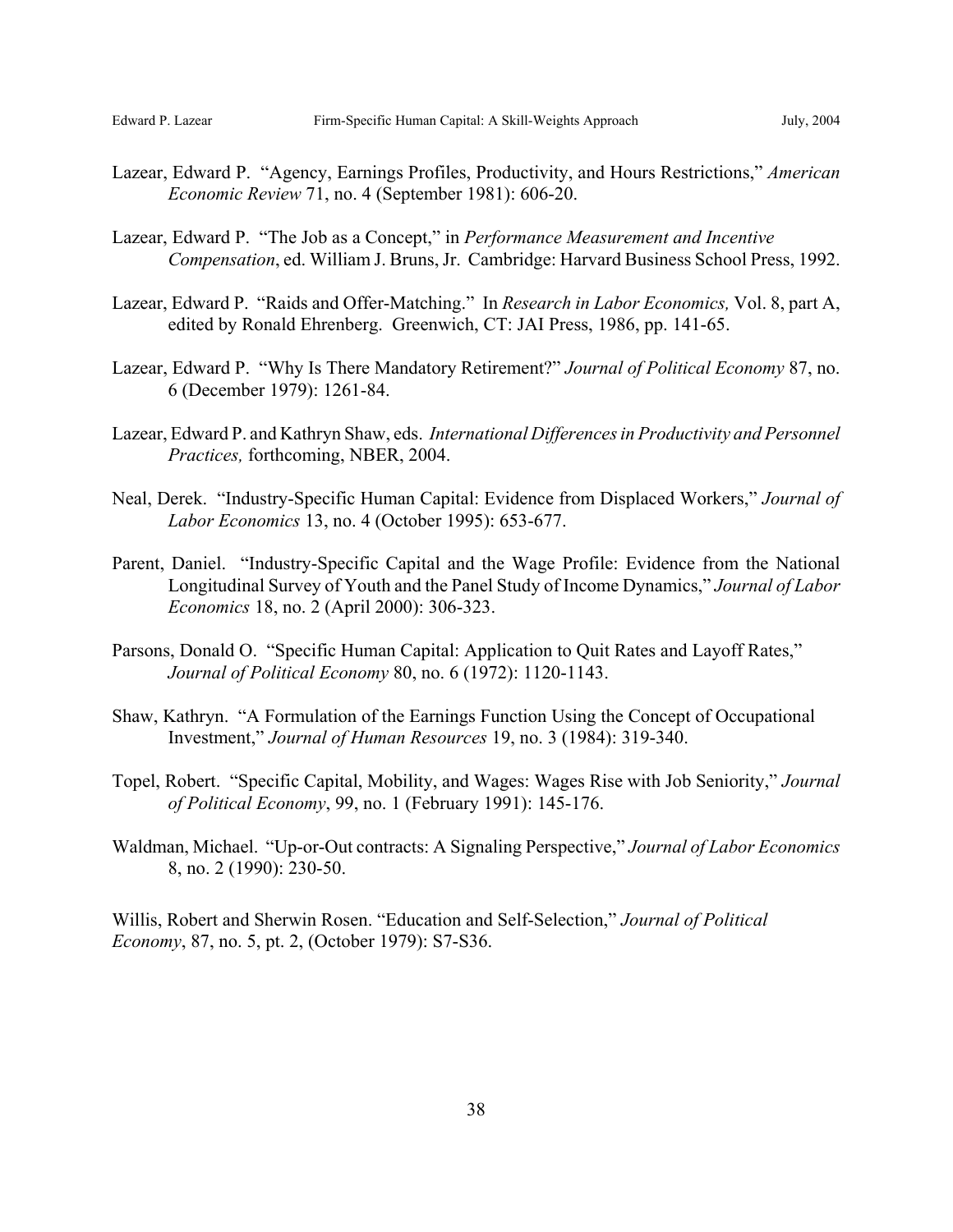Lazear, Edward P. "Agency, Earnings Profiles, Productivity, and Hours Restrictions," *American Economic Review* 71, no. 4 (September 1981): 606-20.

Lazear, Edward P. "The Job as a Concept," in *Performance Measurement and Incentive Compensation*, ed. William J. Bruns, Jr. Cambridge: Harvard Business School Press, 1992.

Lazear, Edward P. "Raids and Offer-Matching." In *Research in Labor Economics,* Vol. 8, part A, edited by Ronald Ehrenberg. Greenwich, CT: JAI Press, 1986, pp. 141-65.

Lazear, Edward P. "Why Is There Mandatory Retirement?" *Journal of Political Economy* 87, no. 6 (December 1979): 1261-84.

Lazear, Edward P. and Kathryn Shaw, eds. *International Differences in Productivity and Personnel Practices,* forthcoming, NBER, 2004.

Neal, Derek. "Industry-Specific Human Capital: Evidence from Displaced Workers," *Journal of Labor Economics* 13, no. 4 (October 1995): 653-677.

Parent, Daniel. "Industry-Specific Capital and the Wage Profile: Evidence from the National Longitudinal Survey of Youth and the Panel Study of Income Dynamics," *Journal of Labor Economics* 18, no. 2 (April 2000): 306-323.

Parsons, Donald O. "Specific Human Capital: Application to Quit Rates and Layoff Rates," *Journal of Political Economy* 80, no. 6 (1972): 1120-1143.

Shaw, Kathryn. "A Formulation of the Earnings Function Using the Concept of Occupational Investment," *Journal of Human Resources* 19, no. 3 (1984): 319-340.

Topel, Robert. "Specific Capital, Mobility, and Wages: Wages Rise with Job Seniority," *Journal of Political Economy*, 99, no. 1 (February 1991): 145-176.

Waldman, Michael. "Up-or-Out contracts: A Signaling Perspective," *Journal of Labor Economics* 8, no. 2 (1990): 230-50.

Willis, Robert and Sherwin Rosen. "Education and Self-Selection," *Journal of Political Economy*, 87, no. 5, pt. 2, (October 1979): S7-S36.